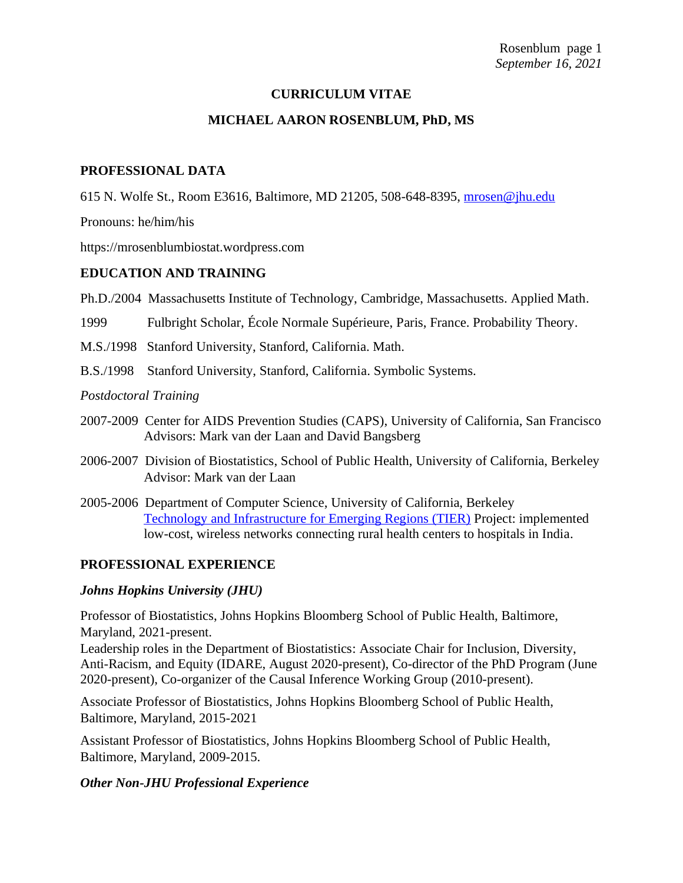**CURRICULUM VITAE**

**MICHAEL AARON ROSENBLUM, PhD, MS**

## PROFESSIONAL DATA

615 N. Wolfe St., Room E3616, Baltimore, MD 21205, 508-648-8395, [mrosen@jhu.edu](mailto:mrosen@jhu.edu)

Pronouns: he/him/his

https://mrosenblumbiostat.wordpress.com

## EDUCATION AND TRAINING

Ph.D./2004 Massachusetts Institute of Technology, Cambridge, Massachusetts. Applied Math.

1999 Fulbright Scholar, École Normale Supérieure, Paris, France. Probability Theory.

M.S./1998 Stanford University, Stanford, California. Math.

B.S./1998 Stanford University, Stanford, California. Symbolic Systems.

*Postdoctoral Training*

2007-2009 Center for AIDS Prevention Studies (CAPS), University of California, San Francisco
Advisors: Mark van der Laan and David Bangsberg

2006-2007 Division of Biostatistics, School of Public Health, University of California, Berkeley
Advisor: Mark van der Laan

2005-2006 Department of Computer Science, University of California, Berkeley
Technology and Infrastructure for Emerging Regions (TIER) Project: implemented low-cost, wireless networks connecting rural health centers to hospitals in India.

## PROFESSIONAL EXPERIENCE

### *Johns Hopkins University (JHU)*

Professor of Biostatistics, Johns Hopkins Bloomberg School of Public Health, Baltimore, Maryland, 2021-present.
Leadership roles in the Department of Biostatistics: Associate Chair for Inclusion, Diversity, Anti-Racism, and Equity (IDARE, August 2020-present), Co-director of the PhD Program (June 2020-present), Co-organizer of the Causal Inference Working Group (2010-present).

Associate Professor of Biostatistics, Johns Hopkins Bloomberg School of Public Health, Baltimore, Maryland, 2015-2021

Assistant Professor of Biostatistics, Johns Hopkins Bloomberg School of Public Health, Baltimore, Maryland, 2009-2015.

### *Other Non-JHU Professional Experience*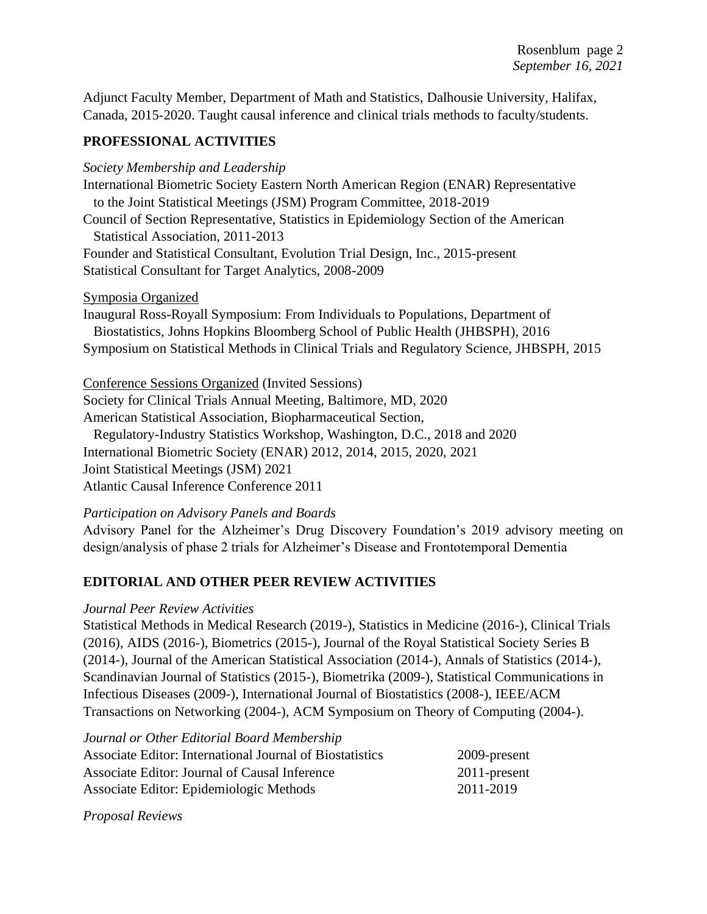Adjunct Faculty Member, Department of Math and Statistics, Dalhousie University, Halifax, Canada, 2015-2020. Taught causal inference and clinical trials methods to faculty/students.

## PROFESSIONAL ACTIVITIES

*Society Membership and Leadership*

International Biometric Society Eastern North American Region (ENAR) Representative to the Joint Statistical Meetings (JSM) Program Committee, 2018-2019
Council of Section Representative, Statistics in Epidemiology Section of the American Statistical Association, 2011-2013
Founder and Statistical Consultant, Evolution Trial Design, Inc., 2015-present
Statistical Consultant for Target Analytics, 2008-2009

Symposia Organized

Inaugural Ross-Royall Symposium: From Individuals to Populations, Department of Biostatistics, Johns Hopkins Bloomberg School of Public Health (JHBSPH), 2016
Symposium on Statistical Methods in Clinical Trials and Regulatory Science, JHBSPH, 2015

Conference Sessions Organized (Invited Sessions)

Society for Clinical Trials Annual Meeting, Baltimore, MD, 2020
American Statistical Association, Biopharmaceutical Section, Regulatory-Industry Statistics Workshop, Washington, D.C., 2018 and 2020
International Biometric Society (ENAR) 2012, 2014, 2015, 2020, 2021
Joint Statistical Meetings (JSM) 2021
Atlantic Causal Inference Conference 2011

*Participation on Advisory Panels and Boards*

Advisory Panel for the Alzheimer's Drug Discovery Foundation's 2019 advisory meeting on design/analysis of phase 2 trials for Alzheimer's Disease and Frontotemporal Dementia

## EDITORIAL AND OTHER PEER REVIEW ACTIVITIES

*Journal Peer Review Activities*

Statistical Methods in Medical Research (2019-), Statistics in Medicine (2016-), Clinical Trials (2016), AIDS (2016-), Biometrics (2015-), Journal of the Royal Statistical Society Series B (2014-), Journal of the American Statistical Association (2014-), Annals of Statistics (2014-), Scandinavian Journal of Statistics (2015-), Biometrika (2009-), Statistical Communications in Infectious Diseases (2009-), International Journal of Biostatistics (2008-), IEEE/ACM Transactions on Networking (2004-), ACM Symposium on Theory of Computing (2004-).

*Journal or Other Editorial Board Membership*

| | |
|---|---|
| Associate Editor: International Journal of Biostatistics | 2009-present |
| Associate Editor: Journal of Causal Inference | 2011-present |
| Associate Editor: Epidemiologic Methods | 2011-2019 |

*Proposal Reviews*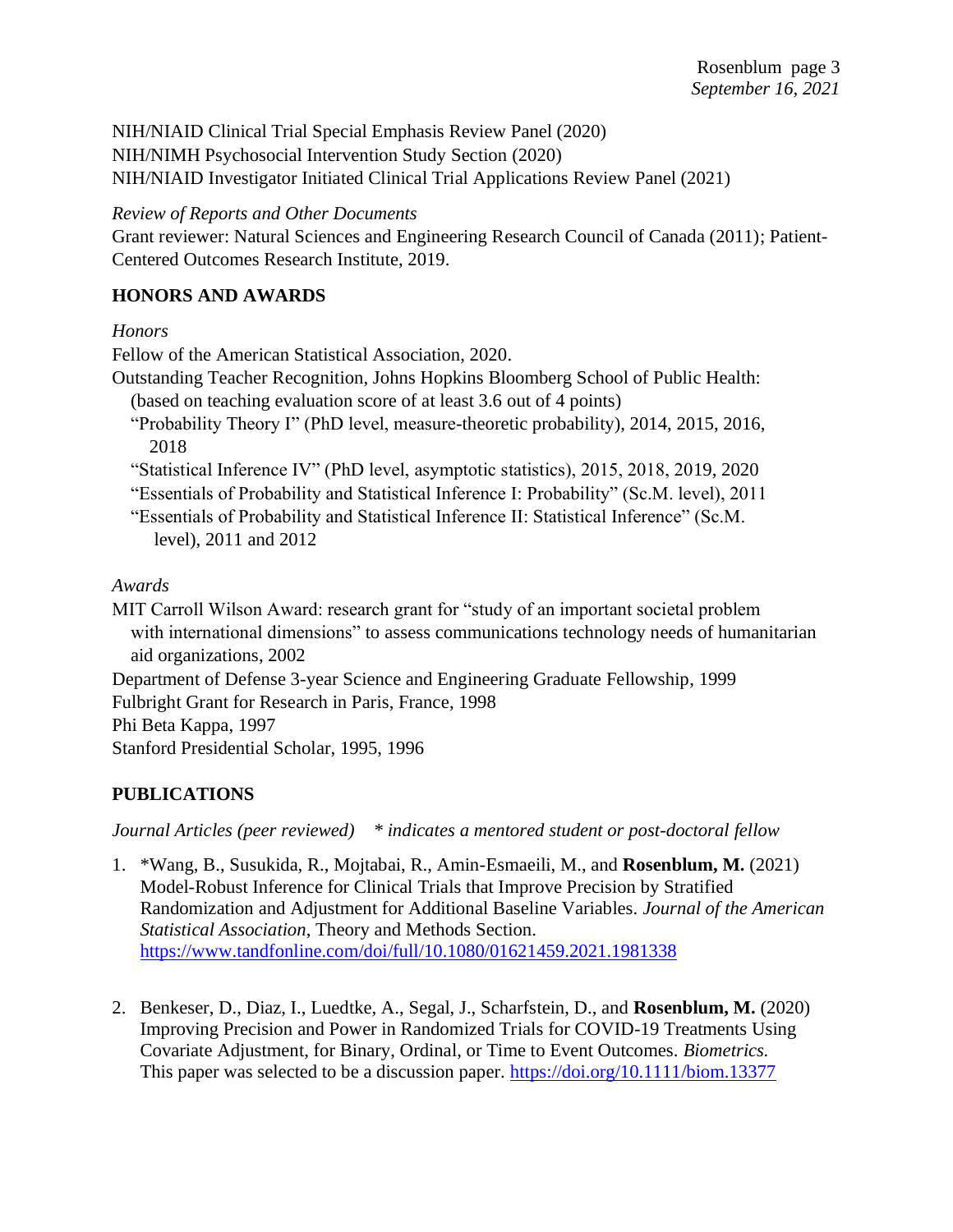NIH/NIAID Clinical Trial Special Emphasis Review Panel (2020)
NIH/NIMH Psychosocial Intervention Study Section (2020)
NIH/NIAID Investigator Initiated Clinical Trial Applications Review Panel (2021)

*Review of Reports and Other Documents*
Grant reviewer: Natural Sciences and Engineering Research Council of Canada (2011); Patient-Centered Outcomes Research Institute, 2019.

## HONORS AND AWARDS

*Honors*
Fellow of the American Statistical Association, 2020.
Outstanding Teacher Recognition, Johns Hopkins Bloomberg School of Public Health: (based on teaching evaluation score of at least 3.6 out of 4 points)
"Probability Theory I" (PhD level, measure-theoretic probability), 2014, 2015, 2016, 2018
"Statistical Inference IV" (PhD level, asymptotic statistics), 2015, 2018, 2019, 2020
"Essentials of Probability and Statistical Inference I: Probability" (Sc.M. level), 2011
"Essentials of Probability and Statistical Inference II: Statistical Inference" (Sc.M. level), 2011 and 2012

*Awards*
MIT Carroll Wilson Award: research grant for "study of an important societal problem with international dimensions" to assess communications technology needs of humanitarian aid organizations, 2002
Department of Defense 3-year Science and Engineering Graduate Fellowship, 1999
Fulbright Grant for Research in Paris, France, 1998
Phi Beta Kappa, 1997
Stanford Presidential Scholar, 1995, 1996

## PUBLICATIONS

*Journal Articles (peer reviewed)* *\* indicates a mentored student or post-doctoral fellow*

1. *Wang, B., Susukida, R., Mojtabai, R., Amin-Esmaeili, M., and **Rosenblum, M.** (2021) Model-Robust Inference for Clinical Trials that Improve Precision by Stratified Randomization and Adjustment for Additional Baseline Variables. *Journal of the American Statistical Association*, Theory and Methods Section. https://www.tandfonline.com/doi/full/10.1080/01621459.2021.1981338

2. Benkeser, D., Diaz, I., Luedtke, A., Segal, J., Scharfstein, D., and **Rosenblum, M.** (2020) Improving Precision and Power in Randomized Trials for COVID-19 Treatments Using Covariate Adjustment, for Binary, Ordinal, or Time to Event Outcomes. *Biometrics.* This paper was selected to be a discussion paper. https://doi.org/10.1111/biom.13377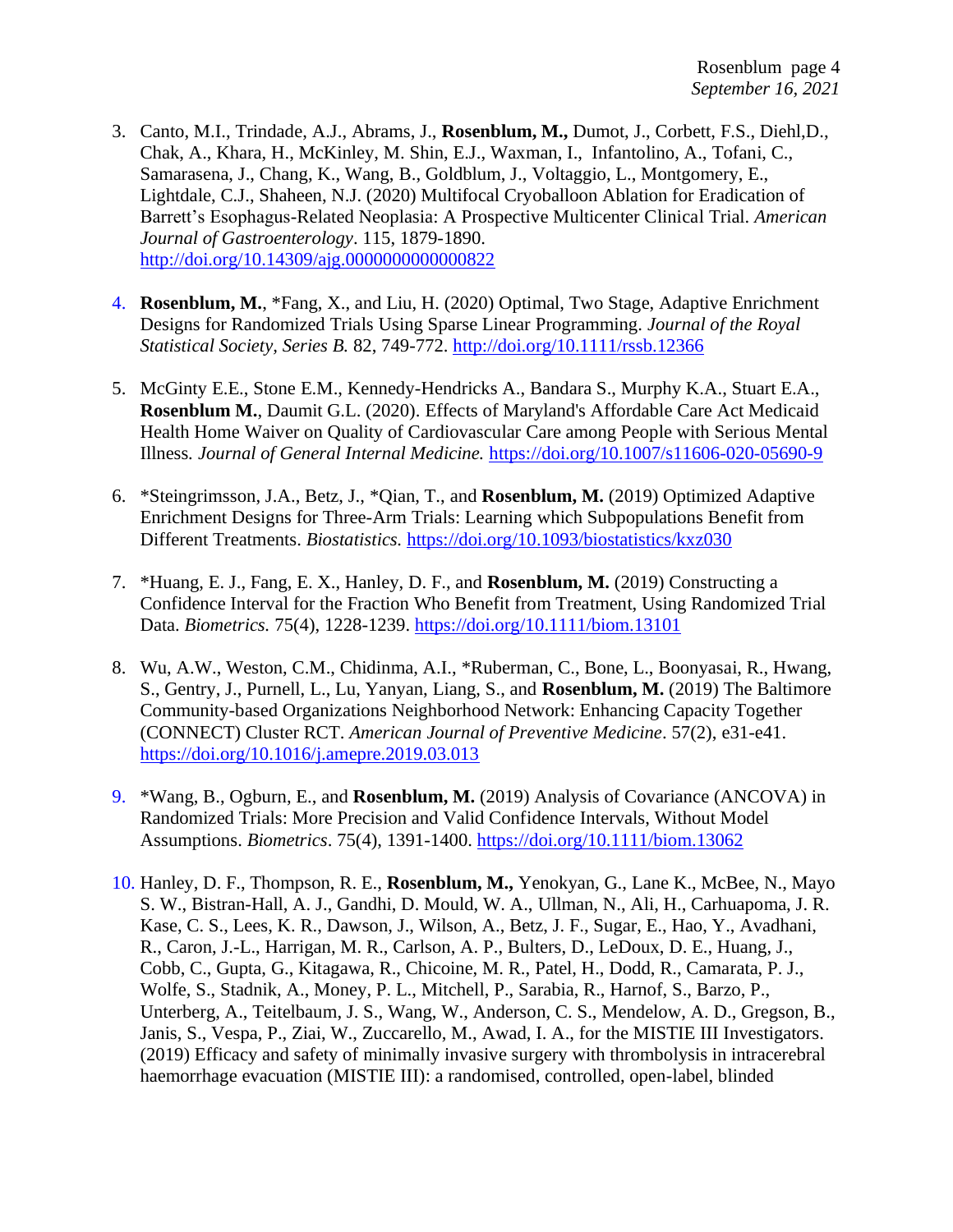3. Canto, M.I., Trindade, A.J., Abrams, J., **Rosenblum, M.,** Dumot, J., Corbett, F.S., Diehl,D., Chak, A., Khara, H., McKinley, M. Shin, E.J., Waxman, I., Infantolino, A., Tofani, C., Samarasena, J., Chang, K., Wang, B., Goldblum, J., Voltaggio, L., Montgomery, E., Lightdale, C.J., Shaheen, N.J. (2020) Multifocal Cryoballoon Ablation for Eradication of Barrett's Esophagus-Related Neoplasia: A Prospective Multicenter Clinical Trial. *American Journal of Gastroenterology*. 115, 1879-1890. http://doi.org/10.14309/ajg.0000000000000822

4. **Rosenblum, M.**, *Fang, X., and Liu, H. (2020) Optimal, Two Stage, Adaptive Enrichment Designs for Randomized Trials Using Sparse Linear Programming. *Journal of the Royal Statistical Society, Series B.* 82, 749-772. http://doi.org/10.1111/rssb.12366

5. McGinty E.E., Stone E.M., Kennedy-Hendricks A., Bandara S., Murphy K.A., Stuart E.A., **Rosenblum M.**, Daumit G.L. (2020). Effects of Maryland's Affordable Care Act Medicaid Health Home Waiver on Quality of Cardiovascular Care among People with Serious Mental Illness. *Journal of General Internal Medicine.* https://doi.org/10.1007/s11606-020-05690-9

6. *Steingrimsson, J.A., Betz, J., *Qian, T., and **Rosenblum, M.** (2019) Optimized Adaptive Enrichment Designs for Three-Arm Trials: Learning which Subpopulations Benefit from Different Treatments. *Biostatistics.* https://doi.org/10.1093/biostatistics/kxz030

7. *Huang, E. J., Fang, E. X., Hanley, D. F., and **Rosenblum, M.** (2019) Constructing a Confidence Interval for the Fraction Who Benefit from Treatment, Using Randomized Trial Data. *Biometrics.* 75(4), 1228-1239. https://doi.org/10.1111/biom.13101

8. Wu, A.W., Weston, C.M., Chidinma, A.I., *Ruberman, C., Bone, L., Boonyasai, R., Hwang, S., Gentry, J., Purnell, L., Lu, Yanyan, Liang, S., and **Rosenblum, M.** (2019) The Baltimore Community-based Organizations Neighborhood Network: Enhancing Capacity Together (CONNECT) Cluster RCT. *American Journal of Preventive Medicine*. 57(2), e31-e41. https://doi.org/10.1016/j.amepre.2019.03.013

9. *Wang, B., Ogburn, E., and **Rosenblum, M.** (2019) Analysis of Covariance (ANCOVA) in Randomized Trials: More Precision and Valid Confidence Intervals, Without Model Assumptions. *Biometrics*. 75(4), 1391-1400. https://doi.org/10.1111/biom.13062

10. Hanley, D. F., Thompson, R. E., **Rosenblum, M.,** Yenokyan, G., Lane K., McBee, N., Mayo S. W., Bistran-Hall, A. J., Gandhi, D. Mould, W. A., Ullman, N., Ali, H., Carhuapoma, J. R. Kase, C. S., Lees, K. R., Dawson, J., Wilson, A., Betz, J. F., Sugar, E., Hao, Y., Avadhani, R., Caron, J.-L., Harrigan, M. R., Carlson, A. P., Bulters, D., LeDoux, D. E., Huang, J., Cobb, C., Gupta, G., Kitagawa, R., Chicoine, M. R., Patel, H., Dodd, R., Camarata, P. J., Wolfe, S., Stadnik, A., Money, P. L., Mitchell, P., Sarabia, R., Harnof, S., Barzo, P., Unterberg, A., Teitelbaum, J. S., Wang, W., Anderson, C. S., Mendelow, A. D., Gregson, B., Janis, S., Vespa, P., Ziai, W., Zuccarello, M., Awad, I. A., for the MISTIE III Investigators. (2019) Efficacy and safety of minimally invasive surgery with thrombolysis in intracerebral haemorrhage evacuation (MISTIE III): a randomised, controlled, open-label, blinded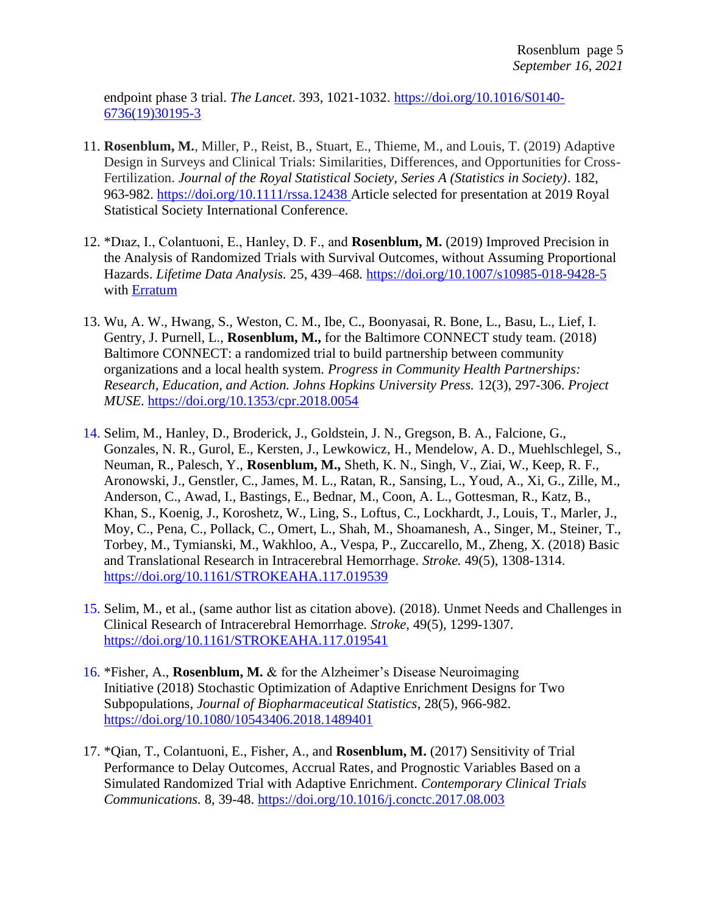endpoint phase 3 trial. *The Lancet*. 393, 1021-1032. https://doi.org/10.1016/S0140-6736(19)30195-3

11. **Rosenblum, M.**, Miller, P., Reist, B., Stuart, E., Thieme, M., and Louis, T. (2019) Adaptive Design in Surveys and Clinical Trials: Similarities, Differences, and Opportunities for Cross-Fertilization. *Journal of the Royal Statistical Society, Series A (Statistics in Society)*. 182, 963-982. https://doi.org/10.1111/rssa.12438 Article selected for presentation at 2019 Royal Statistical Society International Conference.

12. *Dıaz, I., Colantuoni, E., Hanley, D. F., and **Rosenblum, M.** (2019) Improved Precision in the Analysis of Randomized Trials with Survival Outcomes, without Assuming Proportional Hazards. *Lifetime Data Analysis.* 25, 439–468. https://doi.org/10.1007/s10985-018-9428-5 with Erratum

13. Wu, A. W., Hwang, S., Weston, C. M., Ibe, C., Boonyasai, R. Bone, L., Basu, L., Lief, I. Gentry, J. Purnell, L., **Rosenblum, M.,** for the Baltimore CONNECT study team. (2018) Baltimore CONNECT: a randomized trial to build partnership between community organizations and a local health system. *Progress in Community Health Partnerships: Research, Education, and Action. Johns Hopkins University Press.* 12(3), 297-306. *Project MUSE*. https://doi.org/10.1353/cpr.2018.0054

14. Selim, M., Hanley, D., Broderick, J., Goldstein, J. N., Gregson, B. A., Falcione, G., Gonzales, N. R., Gurol, E., Kersten, J., Lewkowicz, H., Mendelow, A. D., Muehlschlegel, S., Neuman, R., Palesch, Y., **Rosenblum, M.,** Sheth, K. N., Singh, V., Ziai, W., Keep, R. F., Aronowski, J., Genstler, C., James, M. L., Ratan, R., Sansing, L., Youd, A., Xi, G., Zille, M., Anderson, C., Awad, I., Bastings, E., Bednar, M., Coon, A. L., Gottesman, R., Katz, B., Khan, S., Koenig, J., Koroshetz, W., Ling, S., Loftus, C., Lockhardt, J., Louis, T., Marler, J., Moy, C., Pena, C., Pollack, C., Omert, L., Shah, M., Shoamanesh, A., Singer, M., Steiner, T., Torbey, M., Tymianski, M., Wakhloo, A., Vespa, P., Zuccarello, M., Zheng, X. (2018) Basic and Translational Research in Intracerebral Hemorrhage. *Stroke.* 49(5), 1308-1314. https://doi.org/10.1161/STROKEAHA.117.019539

15. Selim, M., et al., (same author list as citation above). (2018). Unmet Needs and Challenges in Clinical Research of Intracerebral Hemorrhage. *Stroke,* 49(5), 1299-1307. https://doi.org/10.1161/STROKEAHA.117.019541

16. *Fisher, A., **Rosenblum, M.** & for the Alzheimer's Disease Neuroimaging Initiative (2018) Stochastic Optimization of Adaptive Enrichment Designs for Two Subpopulations, *Journal of Biopharmaceutical Statistics*, 28(5), 966-982. https://doi.org/10.1080/10543406.2018.1489401

17. *Qian, T., Colantuoni, E., Fisher, A., and **Rosenblum, M.** (2017) Sensitivity of Trial Performance to Delay Outcomes, Accrual Rates, and Prognostic Variables Based on a Simulated Randomized Trial with Adaptive Enrichment. *Contemporary Clinical Trials Communications.* 8, 39-48. https://doi.org/10.1016/j.conctc.2017.08.003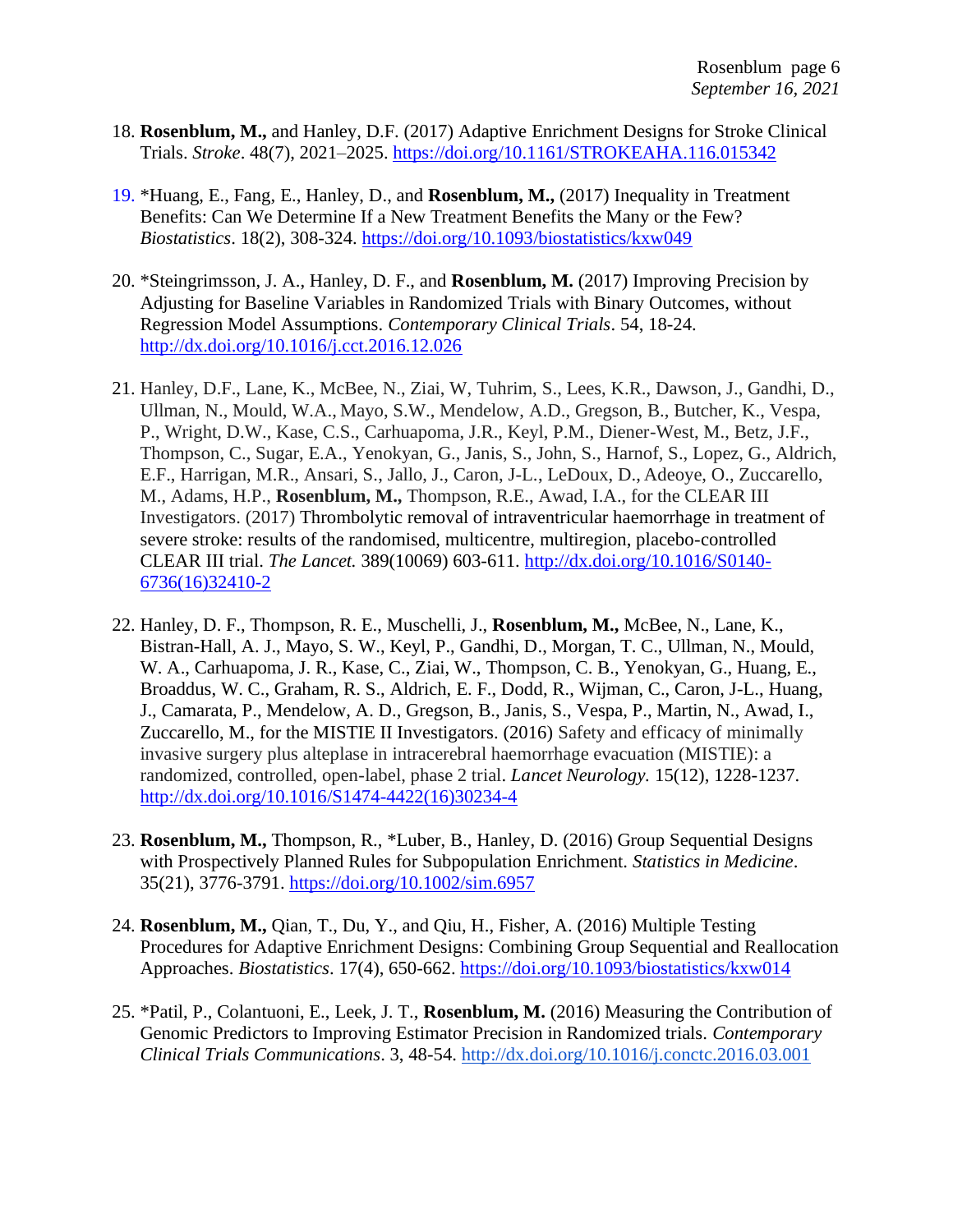18. **Rosenblum, M.,** and Hanley, D.F. (2017) Adaptive Enrichment Designs for Stroke Clinical Trials. *Stroke*. 48(7), 2021–2025. https://doi.org/10.1161/STROKEAHA.116.015342

19. *Huang, E., Fang, E., Hanley, D., and **Rosenblum, M.,** (2017) Inequality in Treatment Benefits: Can We Determine If a New Treatment Benefits the Many or the Few? *Biostatistics*. 18(2), 308-324. https://doi.org/10.1093/biostatistics/kxw049

20. *Steingrimsson, J. A., Hanley, D. F., and **Rosenblum, M.** (2017) Improving Precision by Adjusting for Baseline Variables in Randomized Trials with Binary Outcomes, without Regression Model Assumptions. *Contemporary Clinical Trials*. 54, 18-24. http://dx.doi.org/10.1016/j.cct.2016.12.026

21. Hanley, D.F., Lane, K., McBee, N., Ziai, W, Tuhrim, S., Lees, K.R., Dawson, J., Gandhi, D., Ullman, N., Mould, W.A., Mayo, S.W., Mendelow, A.D., Gregson, B., Butcher, K., Vespa, P., Wright, D.W., Kase, C.S., Carhuapoma, J.R., Keyl, P.M., Diener-West, M., Betz, J.F., Thompson, C., Sugar, E.A., Yenokyan, G., Janis, S., John, S., Harnof, S., Lopez, G., Aldrich, E.F., Harrigan, M.R., Ansari, S., Jallo, J., Caron, J-L., LeDoux, D., Adeoye, O., Zuccarello, M., Adams, H.P., **Rosenblum, M.,** Thompson, R.E., Awad, I.A., for the CLEAR III Investigators. (2017) Thrombolytic removal of intraventricular haemorrhage in treatment of severe stroke: results of the randomised, multicentre, multiregion, placebo-controlled CLEAR III trial. *The Lancet.* 389(10069) 603-611. http://dx.doi.org/10.1016/S0140-6736(16)32410-2

22. Hanley, D. F., Thompson, R. E., Muschelli, J., **Rosenblum, M.,** McBee, N., Lane, K., Bistran-Hall, A. J., Mayo, S. W., Keyl, P., Gandhi, D., Morgan, T. C., Ullman, N., Mould, W. A., Carhuapoma, J. R., Kase, C., Ziai, W., Thompson, C. B., Yenokyan, G., Huang, E., Broaddus, W. C., Graham, R. S., Aldrich, E. F., Dodd, R., Wijman, C., Caron, J-L., Huang, J., Camarata, P., Mendelow, A. D., Gregson, B., Janis, S., Vespa, P., Martin, N., Awad, I., Zuccarello, M., for the MISTIE II Investigators. (2016) Safety and efficacy of minimally invasive surgery plus alteplase in intracerebral haemorrhage evacuation (MISTIE): a randomized, controlled, open-label, phase 2 trial. *Lancet Neurology.* 15(12), 1228-1237. http://dx.doi.org/10.1016/S1474-4422(16)30234-4

23. **Rosenblum, M.,** Thompson, R., *Luber, B., Hanley, D. (2016) Group Sequential Designs with Prospectively Planned Rules for Subpopulation Enrichment. *Statistics in Medicine*. 35(21), 3776-3791. https://doi.org/10.1002/sim.6957

24. **Rosenblum, M.,** Qian, T., Du, Y., and Qiu, H., Fisher, A. (2016) Multiple Testing Procedures for Adaptive Enrichment Designs: Combining Group Sequential and Reallocation Approaches. *Biostatistics*. 17(4), 650-662. https://doi.org/10.1093/biostatistics/kxw014

25. *Patil, P., Colantuoni, E., Leek, J. T., **Rosenblum, M.** (2016) Measuring the Contribution of Genomic Predictors to Improving Estimator Precision in Randomized trials. *Contemporary Clinical Trials Communications*. 3, 48-54. http://dx.doi.org/10.1016/j.conctc.2016.03.001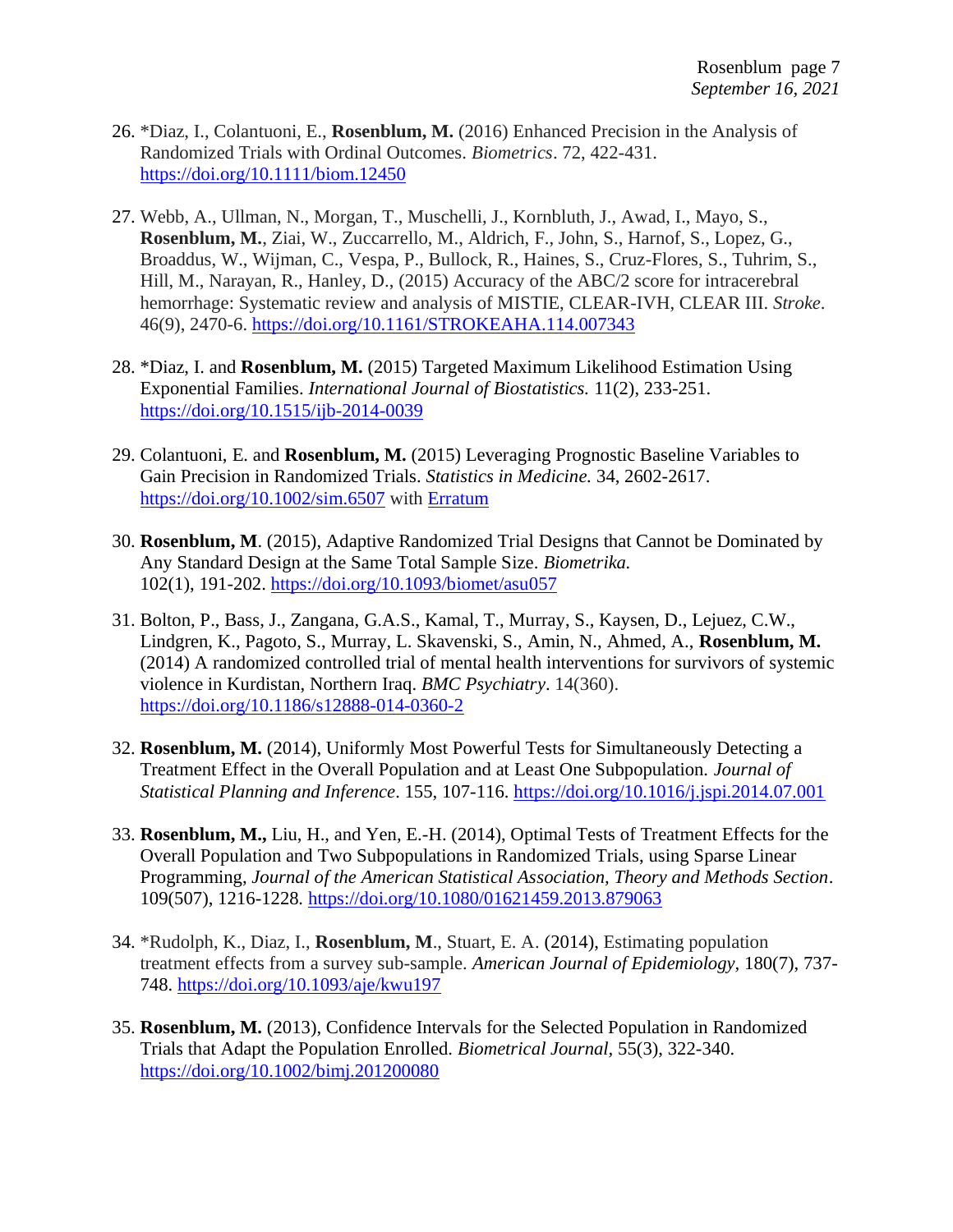26. *Diaz, I., Colantuoni, E., **Rosenblum, M.** (2016) Enhanced Precision in the Analysis of Randomized Trials with Ordinal Outcomes. *Biometrics*. 72, 422-431. https://doi.org/10.1111/biom.12450

27. Webb, A., Ullman, N., Morgan, T., Muschelli, J., Kornbluth, J., Awad, I., Mayo, S., **Rosenblum, M.**, Ziai, W., Zuccarrello, M., Aldrich, F., John, S., Harnof, S., Lopez, G., Broaddus, W., Wijman, C., Vespa, P., Bullock, R., Haines, S., Cruz-Flores, S., Tuhrim, S., Hill, M., Narayan, R., Hanley, D., (2015) Accuracy of the ABC/2 score for intracerebral hemorrhage: Systematic review and analysis of MISTIE, CLEAR-IVH, CLEAR III. *Stroke*. 46(9), 2470-6. https://doi.org/10.1161/STROKEAHA.114.007343

28. *Diaz, I. and **Rosenblum, M.** (2015) Targeted Maximum Likelihood Estimation Using Exponential Families. *International Journal of Biostatistics.* 11(2), 233-251. https://doi.org/10.1515/ijb-2014-0039

29. Colantuoni, E. and **Rosenblum, M.** (2015) Leveraging Prognostic Baseline Variables to Gain Precision in Randomized Trials. *Statistics in Medicine.* 34, 2602-2617. https://doi.org/10.1002/sim.6507 with Erratum

30. **Rosenblum, M**. (2015), Adaptive Randomized Trial Designs that Cannot be Dominated by Any Standard Design at the Same Total Sample Size. *Biometrika.* 102(1), 191-202. https://doi.org/10.1093/biomet/asu057

31. Bolton, P., Bass, J., Zangana, G.A.S., Kamal, T., Murray, S., Kaysen, D., Lejuez, C.W., Lindgren, K., Pagoto, S., Murray, L. Skavenski, S., Amin, N., Ahmed, A., **Rosenblum, M.** (2014) A randomized controlled trial of mental health interventions for survivors of systemic violence in Kurdistan, Northern Iraq. *BMC Psychiatry*. 14(360). https://doi.org/10.1186/s12888-014-0360-2

32. **Rosenblum, M.** (2014), Uniformly Most Powerful Tests for Simultaneously Detecting a Treatment Effect in the Overall Population and at Least One Subpopulation. *Journal of Statistical Planning and Inference*. 155, 107-116. https://doi.org/10.1016/j.jspi.2014.07.001

33. **Rosenblum, M.,** Liu, H., and Yen, E.-H. (2014), Optimal Tests of Treatment Effects for the Overall Population and Two Subpopulations in Randomized Trials, using Sparse Linear Programming, *Journal of the American Statistical Association, Theory and Methods Section*. 109(507), 1216-1228. https://doi.org/10.1080/01621459.2013.879063

34. *Rudolph, K., Diaz, I., **Rosenblum, M**., Stuart, E. A. (2014), Estimating population treatment effects from a survey sub-sample. *American Journal of Epidemiology,* 180(7), 737-748. https://doi.org/10.1093/aje/kwu197

35. **Rosenblum, M.** (2013), Confidence Intervals for the Selected Population in Randomized Trials that Adapt the Population Enrolled. *Biometrical Journal,* 55(3), 322-340. https://doi.org/10.1002/bimj.201200080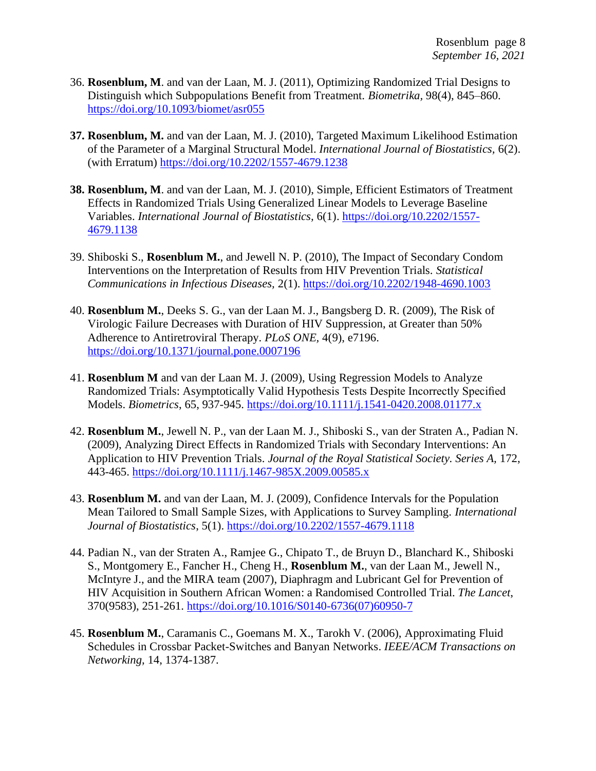36. **Rosenblum, M**. and van der Laan, M. J. (2011), Optimizing Randomized Trial Designs to Distinguish which Subpopulations Benefit from Treatment. *Biometrika*, 98(4), 845–860. https://doi.org/10.1093/biomet/asr055

**37.** **Rosenblum, M.** and van der Laan, M. J. (2010), Targeted Maximum Likelihood Estimation of the Parameter of a Marginal Structural Model. *International Journal of Biostatistics*, 6(2). (with Erratum) https://doi.org/10.2202/1557-4679.1238

**38.** **Rosenblum, M**. and van der Laan, M. J. (2010), Simple, Efficient Estimators of Treatment Effects in Randomized Trials Using Generalized Linear Models to Leverage Baseline Variables. *International Journal of Biostatistics*, 6(1). https://doi.org/10.2202/1557-4679.1138

39. Shiboski S., **Rosenblum M.**, and Jewell N. P. (2010), The Impact of Secondary Condom Interventions on the Interpretation of Results from HIV Prevention Trials. *Statistical Communications in Infectious Diseases*, 2(1). https://doi.org/10.2202/1948-4690.1003

40. **Rosenblum M.**, Deeks S. G., van der Laan M. J., Bangsberg D. R. (2009), The Risk of Virologic Failure Decreases with Duration of HIV Suppression, at Greater than 50% Adherence to Antiretroviral Therapy. *PLoS ONE*, 4(9), e7196. https://doi.org/10.1371/journal.pone.0007196

41. **Rosenblum M** and van der Laan M. J. (2009), Using Regression Models to Analyze Randomized Trials: Asymptotically Valid Hypothesis Tests Despite Incorrectly Specified Models. *Biometrics*, 65, 937-945. https://doi.org/10.1111/j.1541-0420.2008.01177.x

42. **Rosenblum M.**, Jewell N. P., van der Laan M. J., Shiboski S., van der Straten A., Padian N. (2009), Analyzing Direct Effects in Randomized Trials with Secondary Interventions: An Application to HIV Prevention Trials. *Journal of the Royal Statistical Society. Series A*, 172, 443-465. https://doi.org/10.1111/j.1467-985X.2009.00585.x

43. **Rosenblum M.** and van der Laan, M. J. (2009), Confidence Intervals for the Population Mean Tailored to Small Sample Sizes, with Applications to Survey Sampling. *International Journal of Biostatistics*, 5(1). https://doi.org/10.2202/1557-4679.1118

44. Padian N., van der Straten A., Ramjee G., Chipato T., de Bruyn D., Blanchard K., Shiboski S., Montgomery E., Fancher H., Cheng H., **Rosenblum M.**, van der Laan M., Jewell N., McIntyre J., and the MIRA team (2007), Diaphragm and Lubricant Gel for Prevention of HIV Acquisition in Southern African Women: a Randomised Controlled Trial. *The Lancet*, 370(9583), 251-261. https://doi.org/10.1016/S0140-6736(07)60950-7

45. **Rosenblum M.**, Caramanis C., Goemans M. X., Tarokh V. (2006), Approximating Fluid Schedules in Crossbar Packet-Switches and Banyan Networks. *IEEE/ACM Transactions on Networking*, 14, 1374-1387.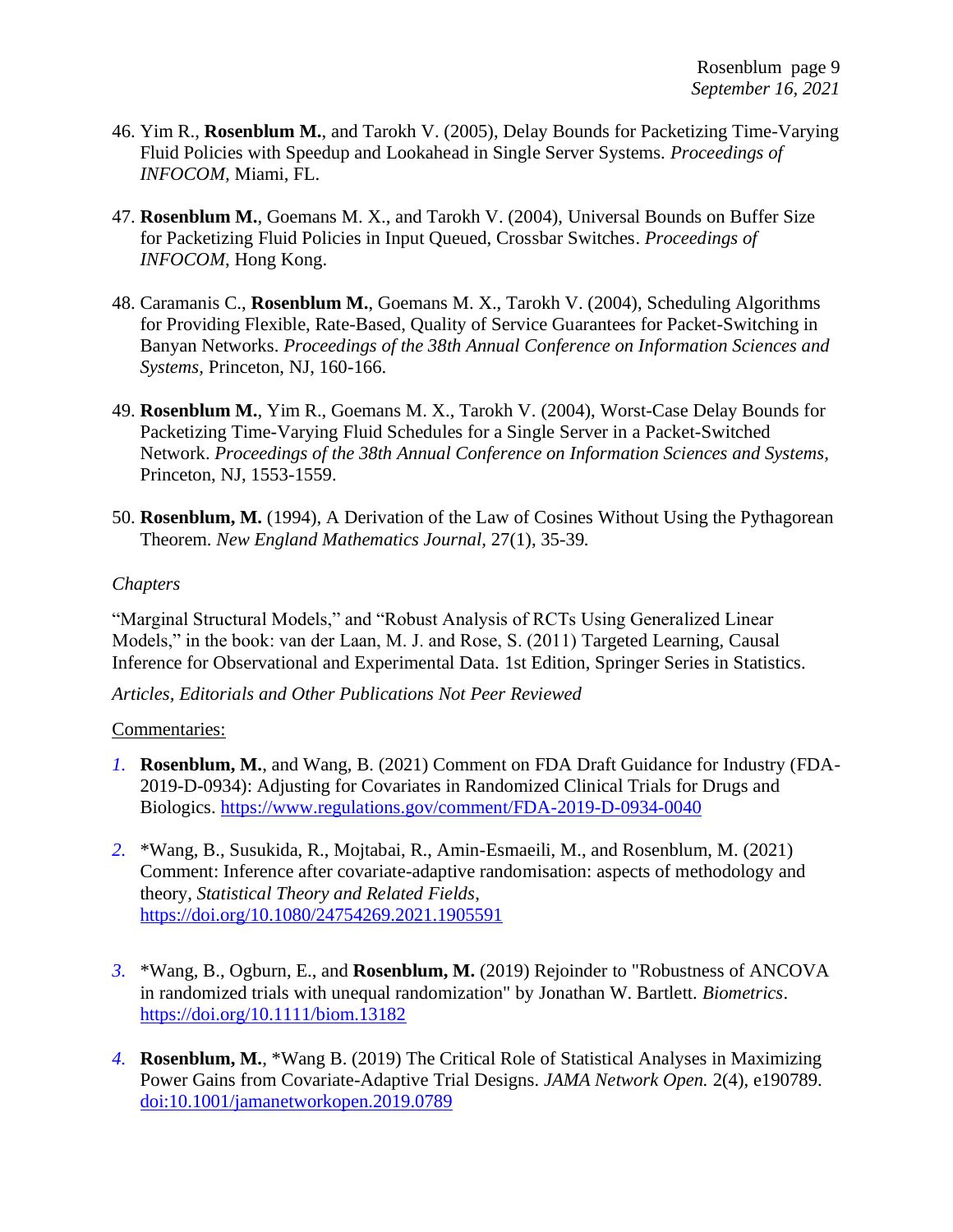46. Yim R., **Rosenblum M.**, and Tarokh V. (2005), Delay Bounds for Packetizing Time-Varying Fluid Policies with Speedup and Lookahead in Single Server Systems. *Proceedings of INFOCOM*, Miami, FL.

47. **Rosenblum M.**, Goemans M. X., and Tarokh V. (2004), Universal Bounds on Buffer Size for Packetizing Fluid Policies in Input Queued, Crossbar Switches. *Proceedings of INFOCOM*, Hong Kong.

48. Caramanis C., **Rosenblum M.**, Goemans M. X., Tarokh V. (2004), Scheduling Algorithms for Providing Flexible, Rate-Based, Quality of Service Guarantees for Packet-Switching in Banyan Networks. *Proceedings of the 38th Annual Conference on Information Sciences and Systems,* Princeton, NJ, 160-166.

49. **Rosenblum M.**, Yim R., Goemans M. X., Tarokh V. (2004), Worst-Case Delay Bounds for Packetizing Time-Varying Fluid Schedules for a Single Server in a Packet-Switched Network. *Proceedings of the 38th Annual Conference on Information Sciences and Systems,* Princeton, NJ, 1553-1559.

50. **Rosenblum, M.** (1994), A Derivation of the Law of Cosines Without Using the Pythagorean Theorem. *New England Mathematics Journal,* 27(1), 35-39*.*

*Chapters*

"Marginal Structural Models," and "Robust Analysis of RCTs Using Generalized Linear Models," in the book: van der Laan, M. J. and Rose, S. (2011) Targeted Learning, Causal Inference for Observational and Experimental Data. 1st Edition, Springer Series in Statistics.

*Articles, Editorials and Other Publications Not Peer Reviewed*

Commentaries:

1. **Rosenblum, M.**, and Wang, B. (2021) Comment on FDA Draft Guidance for Industry (FDA-2019-D-0934): Adjusting for Covariates in Randomized Clinical Trials for Drugs and Biologics. https://www.regulations.gov/comment/FDA-2019-D-0934-0040

2. *Wang, B., Susukida, R., Mojtabai, R., Amin-Esmaeili, M., and Rosenblum, M. (2021) Comment: Inference after covariate-adaptive randomisation: aspects of methodology and theory, *Statistical Theory and Related Fields*, https://doi.org/10.1080/24754269.2021.1905591

3. *Wang, B., Ogburn, E., and **Rosenblum, M.** (2019) Rejoinder to "Robustness of ANCOVA in randomized trials with unequal randomization" by Jonathan W. Bartlett. *Biometrics*. https://doi.org/10.1111/biom.13182

4. **Rosenblum, M.**, *Wang B. (2019) The Critical Role of Statistical Analyses in Maximizing Power Gains from Covariate-Adaptive Trial Designs. *JAMA Network Open.* 2(4), e190789. doi:10.1001/jamanetworkopen.2019.0789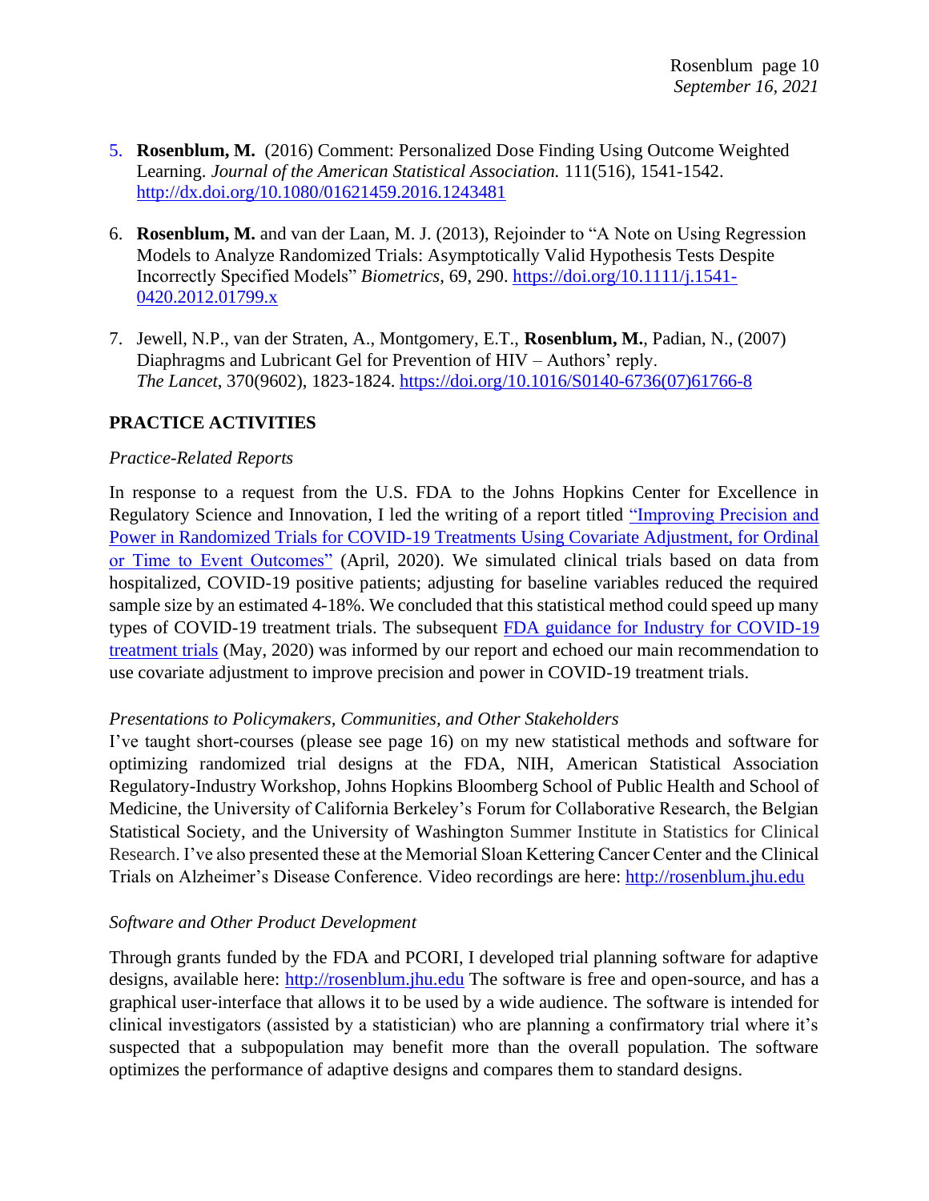5. **Rosenblum, M.** (2016) Comment: Personalized Dose Finding Using Outcome Weighted Learning. *Journal of the American Statistical Association.* 111(516), 1541-1542. http://dx.doi.org/10.1080/01621459.2016.1243481

6. **Rosenblum, M.** and van der Laan, M. J. (2013), Rejoinder to "A Note on Using Regression Models to Analyze Randomized Trials: Asymptotically Valid Hypothesis Tests Despite Incorrectly Specified Models" *Biometrics*, 69, 290. https://doi.org/10.1111/j.1541-0420.2012.01799.x

7. Jewell, N.P., van der Straten, A., Montgomery, E.T., **Rosenblum, M.**, Padian, N., (2007) Diaphragms and Lubricant Gel for Prevention of HIV – Authors' reply. *The Lancet*, 370(9602), 1823-1824. https://doi.org/10.1016/S0140-6736(07)61766-8

## PRACTICE ACTIVITIES

*Practice-Related Reports*

In response to a request from the U.S. FDA to the Johns Hopkins Center for Excellence in Regulatory Science and Innovation, I led the writing of a report titled "Improving Precision and Power in Randomized Trials for COVID-19 Treatments Using Covariate Adjustment, for Ordinal or Time to Event Outcomes" (April, 2020). We simulated clinical trials based on data from hospitalized, COVID-19 positive patients; adjusting for baseline variables reduced the required sample size by an estimated 4-18%. We concluded that this statistical method could speed up many types of COVID-19 treatment trials. The subsequent FDA guidance for Industry for COVID-19 treatment trials (May, 2020) was informed by our report and echoed our main recommendation to use covariate adjustment to improve precision and power in COVID-19 treatment trials.

*Presentations to Policymakers, Communities, and Other Stakeholders*

I've taught short-courses (please see page 16) on my new statistical methods and software for optimizing randomized trial designs at the FDA, NIH, American Statistical Association Regulatory-Industry Workshop, Johns Hopkins Bloomberg School of Public Health and School of Medicine, the University of California Berkeley's Forum for Collaborative Research, the Belgian Statistical Society, and the University of Washington Summer Institute in Statistics for Clinical Research. I've also presented these at the Memorial Sloan Kettering Cancer Center and the Clinical Trials on Alzheimer's Disease Conference. Video recordings are here: http://rosenblum.jhu.edu

*Software and Other Product Development*

Through grants funded by the FDA and PCORI, I developed trial planning software for adaptive designs, available here: http://rosenblum.jhu.edu The software is free and open-source, and has a graphical user-interface that allows it to be used by a wide audience. The software is intended for clinical investigators (assisted by a statistician) who are planning a confirmatory trial where it's suspected that a subpopulation may benefit more than the overall population. The software optimizes the performance of adaptive designs and compares them to standard designs.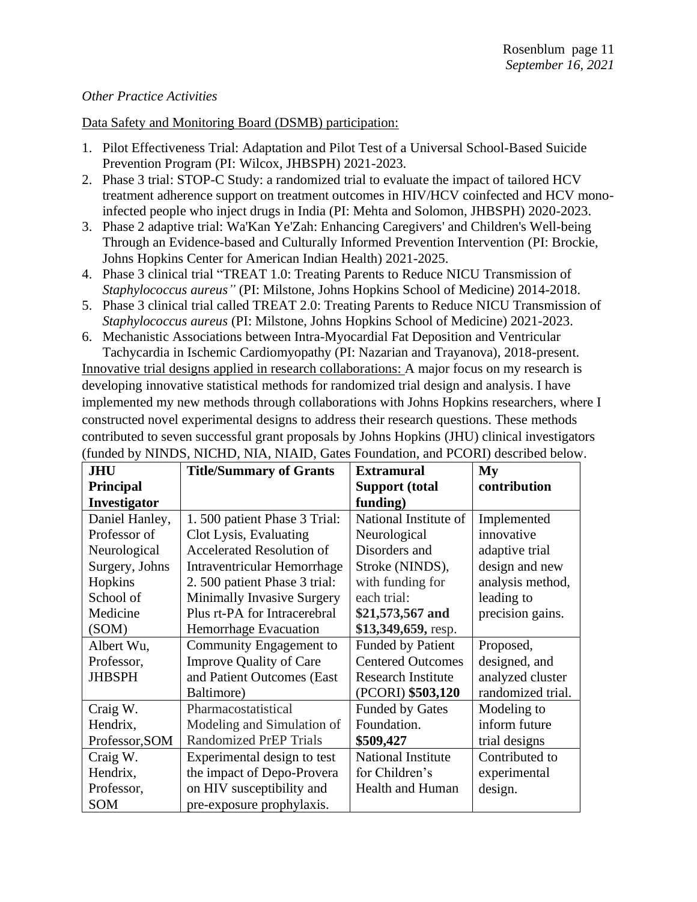*Other Practice Activities*

Data Safety and Monitoring Board (DSMB) participation:

1. Pilot Effectiveness Trial: Adaptation and Pilot Test of a Universal School-Based Suicide Prevention Program (PI: Wilcox, JHBSPH) 2021-2023.
2. Phase 3 trial: STOP-C Study: a randomized trial to evaluate the impact of tailored HCV treatment adherence support on treatment outcomes in HIV/HCV coinfected and HCV mono-infected people who inject drugs in India (PI: Mehta and Solomon, JHBSPH) 2020-2023.
3. Phase 2 adaptive trial: Wa'Kan Ye'Zah: Enhancing Caregivers' and Children's Well-being Through an Evidence-based and Culturally Informed Prevention Intervention (PI: Brockie, Johns Hopkins Center for American Indian Health) 2021-2025.
4. Phase 3 clinical trial "TREAT 1.0: Treating Parents to Reduce NICU Transmission of *Staphylococcus aureus"* (PI: Milstone, Johns Hopkins School of Medicine) 2014-2018.
5. Phase 3 clinical trial called TREAT 2.0: Treating Parents to Reduce NICU Transmission of *Staphylococcus aureus* (PI: Milstone, Johns Hopkins School of Medicine) 2021-2023.
6. Mechanistic Associations between Intra-Myocardial Fat Deposition and Ventricular Tachycardia in Ischemic Cardiomyopathy (PI: Nazarian and Trayanova), 2018-present.

Innovative trial designs applied in research collaborations: A major focus on my research is developing innovative statistical methods for randomized trial design and analysis. I have implemented my new methods through collaborations with Johns Hopkins researchers, where I constructed novel experimental designs to address their research questions. These methods contributed to seven successful grant proposals by Johns Hopkins (JHU) clinical investigators (funded by NINDS, NICHD, NIA, NIAID, Gates Foundation, and PCORI) described below.

| **JHU Principal Investigator** | **Title/Summary of Grants** | **Extramural Support (total funding)** | **My contribution** |
|---|---|---|---|
| Daniel Hanley, Professor of Neurological Surgery, Johns Hopkins School of Medicine (SOM) | 1. 500 patient Phase 3 Trial: Clot Lysis, Evaluating Accelerated Resolution of Intraventricular Hemorrhage 2. 500 patient Phase 3 trial: Minimally Invasive Surgery Plus rt-PA for Intracerebral Hemorrhage Evacuation | National Institute of Neurological Disorders and Stroke (NINDS), with funding for each trial: **$21,573,567 and $13,349,659,** resp. | Implemented innovative adaptive trial design and new analysis method, leading to precision gains. |
| Albert Wu, Professor, JHBSPH | Community Engagement to Improve Quality of Care and Patient Outcomes (East Baltimore) | Funded by Patient Centered Outcomes Research Institute (PCORI) **$503,120** | Proposed, designed, and analyzed cluster randomized trial. |
| Craig W. Hendrix, Professor,SOM | Pharmacostatistical Modeling and Simulation of Randomized PrEP Trials | Funded by Gates Foundation. **$509,427** | Modeling to inform future trial designs |
| Craig W. Hendrix, Professor, SOM | Experimental design to test the impact of Depo-Provera on HIV susceptibility and pre-exposure prophylaxis. | National Institute for Children's Health and Human | Contributed to experimental design. |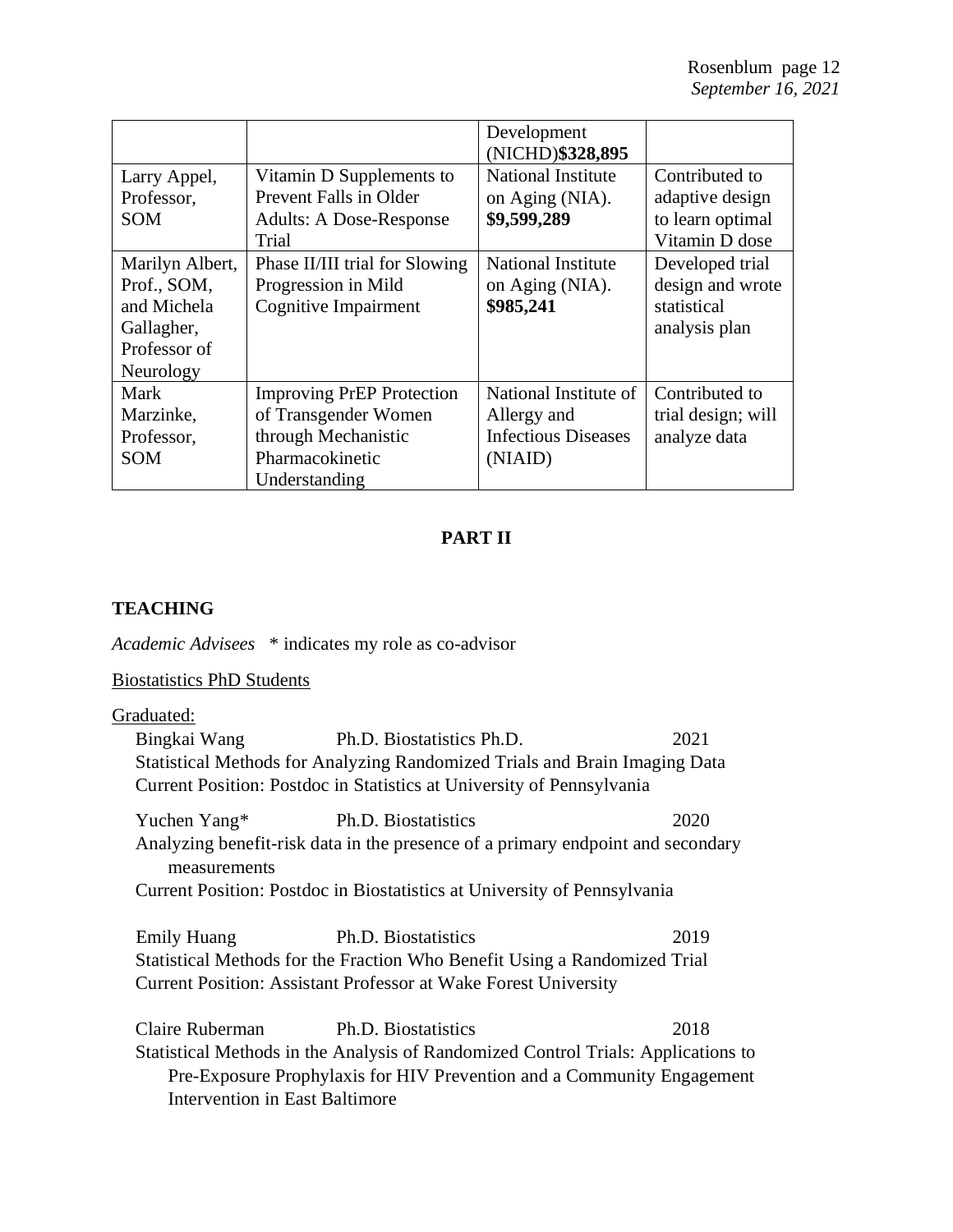| | | Development (NICHD)**$328,895** | |
|---|---|---|---|
| Larry Appel, Professor, SOM | Vitamin D Supplements to Prevent Falls in Older Adults: A Dose-Response Trial | National Institute on Aging (NIA). **$9,599,289** | Contributed to adaptive design to learn optimal Vitamin D dose |
| Marilyn Albert, Prof., SOM, and Michela Gallagher, Professor of Neurology | Phase II/III trial for Slowing Progression in Mild Cognitive Impairment | National Institute on Aging (NIA). **$985,241** | Developed trial design and wrote statistical analysis plan |
| Mark Marzinke, Professor, SOM | Improving PrEP Protection of Transgender Women through Mechanistic Pharmacokinetic Understanding | National Institute of Allergy and Infectious Diseases (NIAID) | Contributed to trial design; will analyze data |

## PART II

### TEACHING

*Academic Advisees* * indicates my role as co-advisor

Biostatistics PhD Students

Graduated:

Bingkai Wang Ph.D. Biostatistics Ph.D. 2021
Statistical Methods for Analyzing Randomized Trials and Brain Imaging Data
Current Position: Postdoc in Statistics at University of Pennsylvania

Yuchen Yang* Ph.D. Biostatistics 2020
Analyzing benefit-risk data in the presence of a primary endpoint and secondary measurements
Current Position: Postdoc in Biostatistics at University of Pennsylvania

Emily Huang Ph.D. Biostatistics 2019
Statistical Methods for the Fraction Who Benefit Using a Randomized Trial
Current Position: Assistant Professor at Wake Forest University

Claire Ruberman Ph.D. Biostatistics 2018
Statistical Methods in the Analysis of Randomized Control Trials: Applications to Pre-Exposure Prophylaxis for HIV Prevention and a Community Engagement Intervention in East Baltimore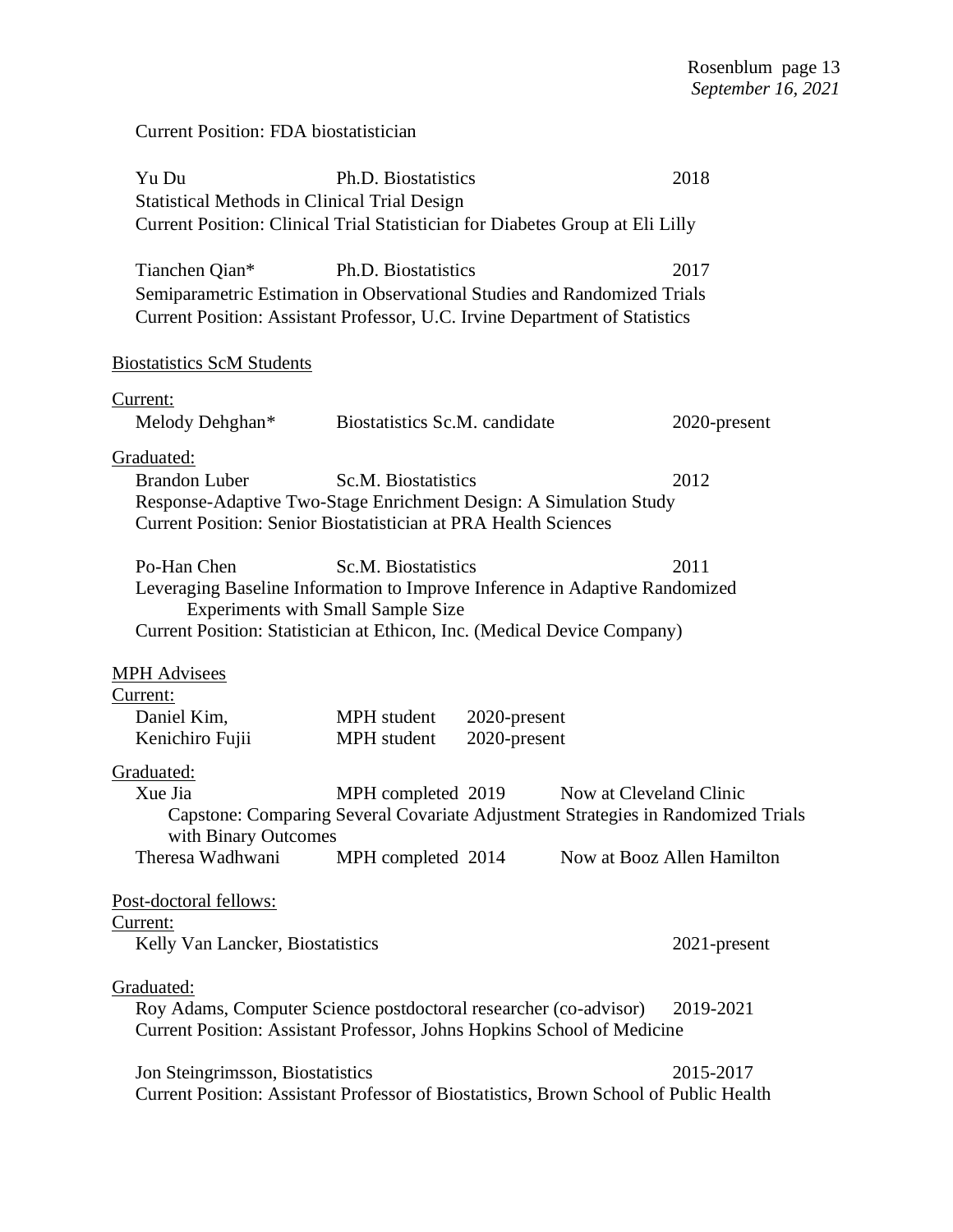Current Position: FDA biostatistician

Yu Du  Ph.D. Biostatistics  2018
Statistical Methods in Clinical Trial Design
Current Position: Clinical Trial Statistician for Diabetes Group at Eli Lilly

Tianchen Qian*  Ph.D. Biostatistics  2017
Semiparametric Estimation in Observational Studies and Randomized Trials
Current Position: Assistant Professor, U.C. Irvine Department of Statistics

Biostatistics ScM Students

Current:
Melody Dehghan*  Biostatistics Sc.M. candidate  2020-present

Graduated:
Brandon Luber  Sc.M. Biostatistics  2012
Response-Adaptive Two-Stage Enrichment Design: A Simulation Study
Current Position: Senior Biostatistician at PRA Health Sciences

Po-Han Chen  Sc.M. Biostatistics  2011
Leveraging Baseline Information to Improve Inference in Adaptive Randomized Experiments with Small Sample Size
Current Position: Statistician at Ethicon, Inc. (Medical Device Company)

MPH Advisees
Current:
Daniel Kim,  MPH student  2020-present
Kenichiro Fujii  MPH student  2020-present

Graduated:
Xue Jia  MPH completed 2019  Now at Cleveland Clinic
Capstone: Comparing Several Covariate Adjustment Strategies in Randomized Trials with Binary Outcomes
Theresa Wadhwani  MPH completed 2014  Now at Booz Allen Hamilton

Post-doctoral fellows:
Current:
Kelly Van Lancker, Biostatistics  2021-present

Graduated:
Roy Adams, Computer Science postdoctoral researcher (co-advisor)  2019-2021
Current Position: Assistant Professor, Johns Hopkins School of Medicine

Jon Steingrimsson, Biostatistics  2015-2017
Current Position: Assistant Professor of Biostatistics, Brown School of Public Health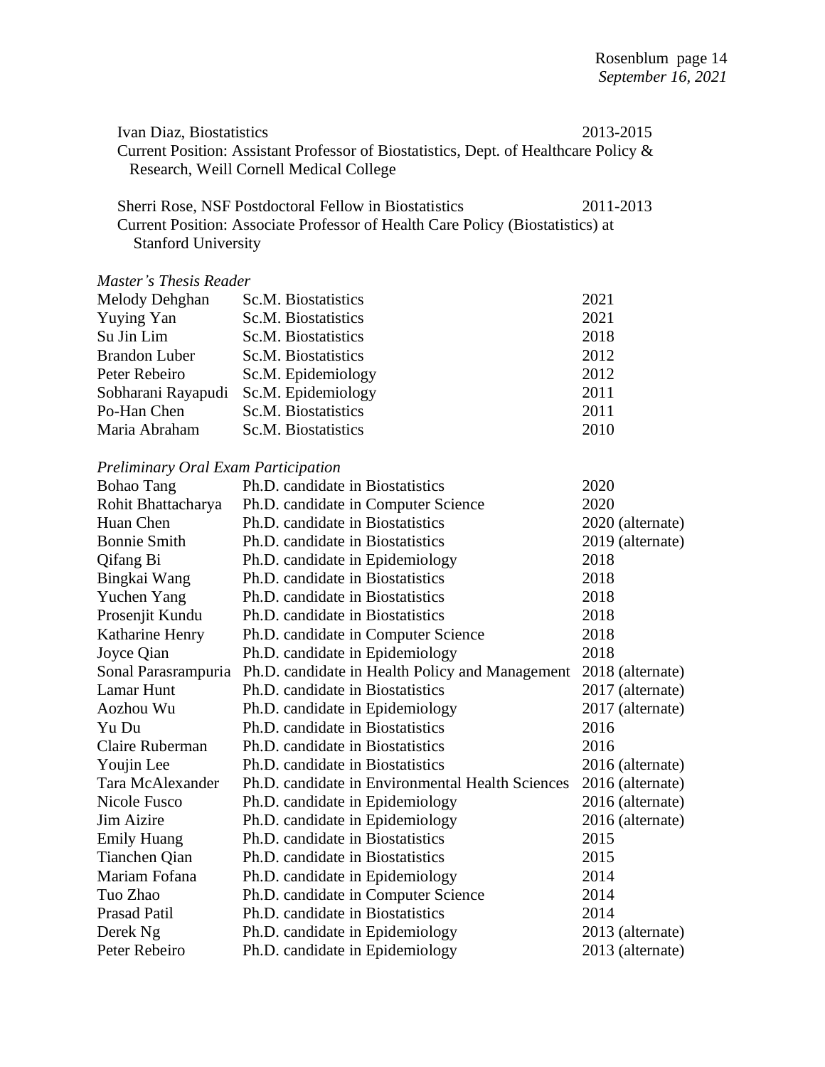Ivan Diaz, Biostatistics 2013-2015
Current Position: Assistant Professor of Biostatistics, Dept. of Healthcare Policy & Research, Weill Cornell Medical College

Sherri Rose, NSF Postdoctoral Fellow in Biostatistics 2011-2013
Current Position: Associate Professor of Health Care Policy (Biostatistics) at Stanford University

*Master's Thesis Reader*

| | | |
|---|---|---|
| Melody Dehghan | Sc.M. Biostatistics | 2021 |
| Yuying Yan | Sc.M. Biostatistics | 2021 |
| Su Jin Lim | Sc.M. Biostatistics | 2018 |
| Brandon Luber | Sc.M. Biostatistics | 2012 |
| Peter Rebeiro | Sc.M. Epidemiology | 2012 |
| Sobharani Rayapudi | Sc.M. Epidemiology | 2011 |
| Po-Han Chen | Sc.M. Biostatistics | 2011 |
| Maria Abraham | Sc.M. Biostatistics | 2010 |

*Preliminary Oral Exam Participation*

| | | |
|---|---|---|
| Bohao Tang | Ph.D. candidate in Biostatistics | 2020 |
| Rohit Bhattacharya | Ph.D. candidate in Computer Science | 2020 |
| Huan Chen | Ph.D. candidate in Biostatistics | 2020 (alternate) |
| Bonnie Smith | Ph.D. candidate in Biostatistics | 2019 (alternate) |
| Qifang Bi | Ph.D. candidate in Epidemiology | 2018 |
| Bingkai Wang | Ph.D. candidate in Biostatistics | 2018 |
| Yuchen Yang | Ph.D. candidate in Biostatistics | 2018 |
| Prosenjit Kundu | Ph.D. candidate in Biostatistics | 2018 |
| Katharine Henry | Ph.D. candidate in Computer Science | 2018 |
| Joyce Qian | Ph.D. candidate in Epidemiology | 2018 |
| Sonal Parasrampuria | Ph.D. candidate in Health Policy and Management | 2018 (alternate) |
| Lamar Hunt | Ph.D. candidate in Biostatistics | 2017 (alternate) |
| Aozhou Wu | Ph.D. candidate in Epidemiology | 2017 (alternate) |
| Yu Du | Ph.D. candidate in Biostatistics | 2016 |
| Claire Ruberman | Ph.D. candidate in Biostatistics | 2016 |
| Youjin Lee | Ph.D. candidate in Biostatistics | 2016 (alternate) |
| Tara McAlexander | Ph.D. candidate in Environmental Health Sciences | 2016 (alternate) |
| Nicole Fusco | Ph.D. candidate in Epidemiology | 2016 (alternate) |
| Jim Aizire | Ph.D. candidate in Epidemiology | 2016 (alternate) |
| Emily Huang | Ph.D. candidate in Biostatistics | 2015 |
| Tianchen Qian | Ph.D. candidate in Biostatistics | 2015 |
| Mariam Fofana | Ph.D. candidate in Epidemiology | 2014 |
| Tuo Zhao | Ph.D. candidate in Computer Science | 2014 |
| Prasad Patil | Ph.D. candidate in Biostatistics | 2014 |
| Derek Ng | Ph.D. candidate in Epidemiology | 2013 (alternate) |
| Peter Rebeiro | Ph.D. candidate in Epidemiology | 2013 (alternate) |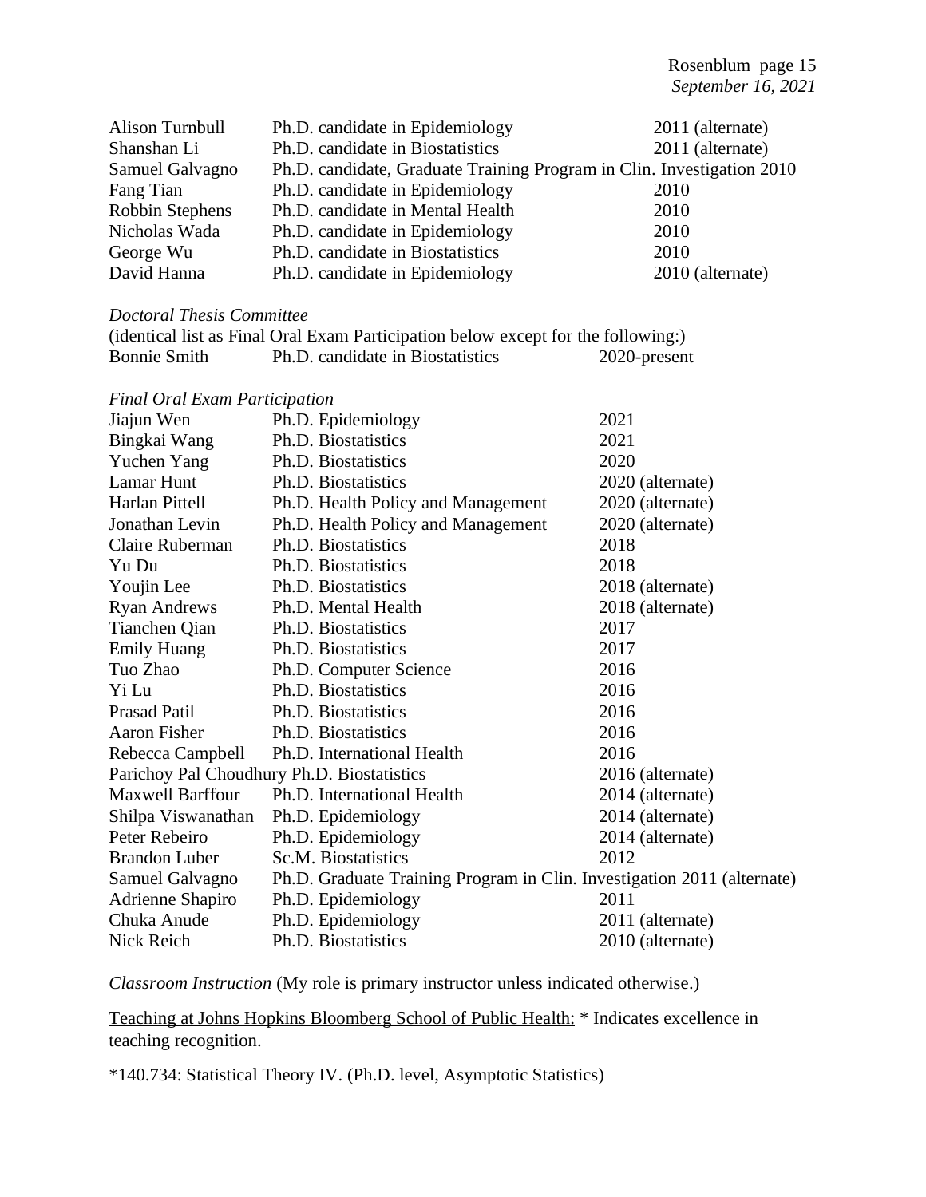| | | |
|---|---|---|
| Alison Turnbull | Ph.D. candidate in Epidemiology | 2011 (alternate) |
| Shanshan Li | Ph.D. candidate in Biostatistics | 2011 (alternate) |
| Samuel Galvagno | Ph.D. candidate, Graduate Training Program in Clin. Investigation | 2010 |
| Fang Tian | Ph.D. candidate in Epidemiology | 2010 |
| Robbin Stephens | Ph.D. candidate in Mental Health | 2010 |
| Nicholas Wada | Ph.D. candidate in Epidemiology | 2010 |
| George Wu | Ph.D. candidate in Biostatistics | 2010 |
| David Hanna | Ph.D. candidate in Epidemiology | 2010 (alternate) |

*Doctoral Thesis Committee*

(identical list as Final Oral Exam Participation below except for the following:)

| | | |
|---|---|---|
| Bonnie Smith | Ph.D. candidate in Biostatistics | 2020-present |

*Final Oral Exam Participation*

| | | |
|---|---|---|
| Jiajun Wen | Ph.D. Epidemiology | 2021 |
| Bingkai Wang | Ph.D. Biostatistics | 2021 |
| Yuchen Yang | Ph.D. Biostatistics | 2020 |
| Lamar Hunt | Ph.D. Biostatistics | 2020 (alternate) |
| Harlan Pittell | Ph.D. Health Policy and Management | 2020 (alternate) |
| Jonathan Levin | Ph.D. Health Policy and Management | 2020 (alternate) |
| Claire Ruberman | Ph.D. Biostatistics | 2018 |
| Yu Du | Ph.D. Biostatistics | 2018 |
| Youjin Lee | Ph.D. Biostatistics | 2018 (alternate) |
| Ryan Andrews | Ph.D. Mental Health | 2018 (alternate) |
| Tianchen Qian | Ph.D. Biostatistics | 2017 |
| Emily Huang | Ph.D. Biostatistics | 2017 |
| Tuo Zhao | Ph.D. Computer Science | 2016 |
| Yi Lu | Ph.D. Biostatistics | 2016 |
| Prasad Patil | Ph.D. Biostatistics | 2016 |
| Aaron Fisher | Ph.D. Biostatistics | 2016 |
| Rebecca Campbell | Ph.D. International Health | 2016 |
| Parichoy Pal Choudhury | Ph.D. Biostatistics | 2016 (alternate) |
| Maxwell Barffour | Ph.D. International Health | 2014 (alternate) |
| Shilpa Viswanathan | Ph.D. Epidemiology | 2014 (alternate) |
| Peter Rebeiro | Ph.D. Epidemiology | 2014 (alternate) |
| Brandon Luber | Sc.M. Biostatistics | 2012 |
| Samuel Galvagno | Ph.D. Graduate Training Program in Clin. Investigation | 2011 (alternate) |
| Adrienne Shapiro | Ph.D. Epidemiology | 2011 |
| Chuka Anude | Ph.D. Epidemiology | 2011 (alternate) |
| Nick Reich | Ph.D. Biostatistics | 2010 (alternate) |

*Classroom Instruction* (My role is primary instructor unless indicated otherwise.)

Teaching at Johns Hopkins Bloomberg School of Public Health: * Indicates excellence in teaching recognition.

*140.734: Statistical Theory IV. (Ph.D. level, Asymptotic Statistics)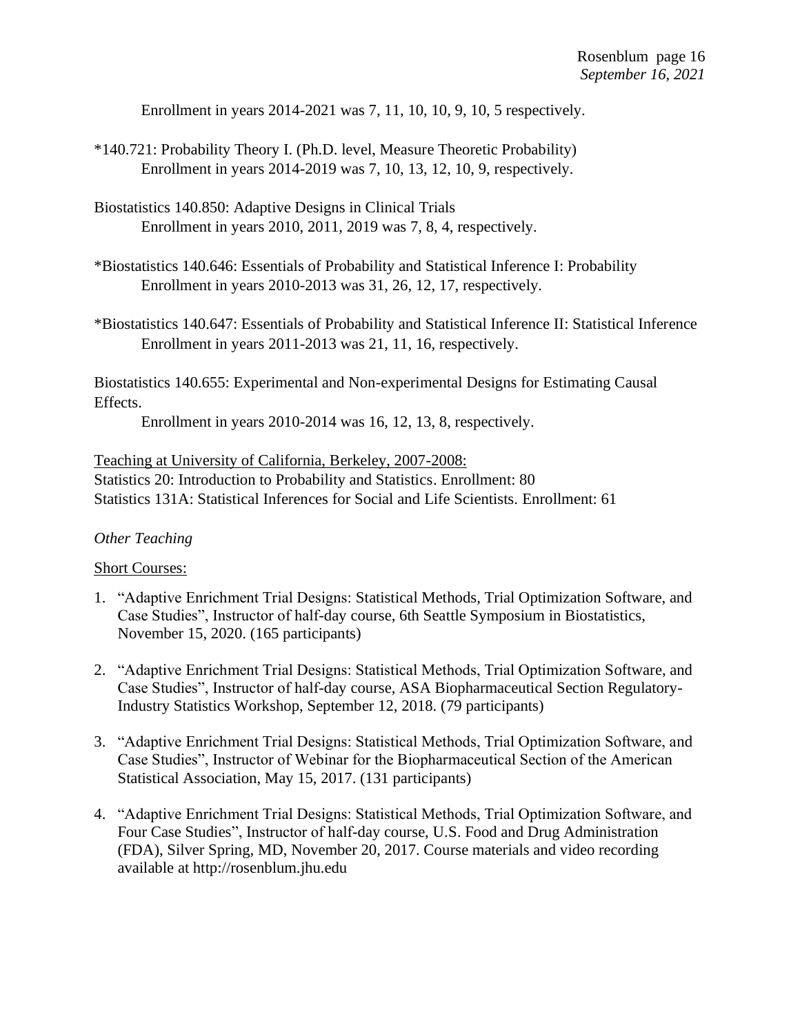Enrollment in years 2014-2021 was 7, 11, 10, 10, 9, 10, 5 respectively.

*140.721: Probability Theory I. (Ph.D. level, Measure Theoretic Probability)
Enrollment in years 2014-2019 was 7, 10, 13, 12, 10, 9, respectively.

Biostatistics 140.850: Adaptive Designs in Clinical Trials
Enrollment in years 2010, 2011, 2019 was 7, 8, 4, respectively.

*Biostatistics 140.646: Essentials of Probability and Statistical Inference I: Probability
Enrollment in years 2010-2013 was 31, 26, 12, 17, respectively.

*Biostatistics 140.647: Essentials of Probability and Statistical Inference II: Statistical Inference
Enrollment in years 2011-2013 was 21, 11, 16, respectively.

Biostatistics 140.655: Experimental and Non-experimental Designs for Estimating Causal Effects.
Enrollment in years 2010-2014 was 16, 12, 13, 8, respectively.

Teaching at University of California, Berkeley, 2007-2008:
Statistics 20: Introduction to Probability and Statistics. Enrollment: 80
Statistics 131A: Statistical Inferences for Social and Life Scientists. Enrollment: 61

*Other Teaching*

Short Courses:

1. "Adaptive Enrichment Trial Designs: Statistical Methods, Trial Optimization Software, and Case Studies", Instructor of half-day course, 6th Seattle Symposium in Biostatistics, November 15, 2020. (165 participants)

2. "Adaptive Enrichment Trial Designs: Statistical Methods, Trial Optimization Software, and Case Studies", Instructor of half-day course, ASA Biopharmaceutical Section Regulatory-Industry Statistics Workshop, September 12, 2018. (79 participants)

3. "Adaptive Enrichment Trial Designs: Statistical Methods, Trial Optimization Software, and Case Studies", Instructor of Webinar for the Biopharmaceutical Section of the American Statistical Association, May 15, 2017. (131 participants)

4. "Adaptive Enrichment Trial Designs: Statistical Methods, Trial Optimization Software, and Four Case Studies", Instructor of half-day course, U.S. Food and Drug Administration (FDA), Silver Spring, MD, November 20, 2017. Course materials and video recording available at http://rosenblum.jhu.edu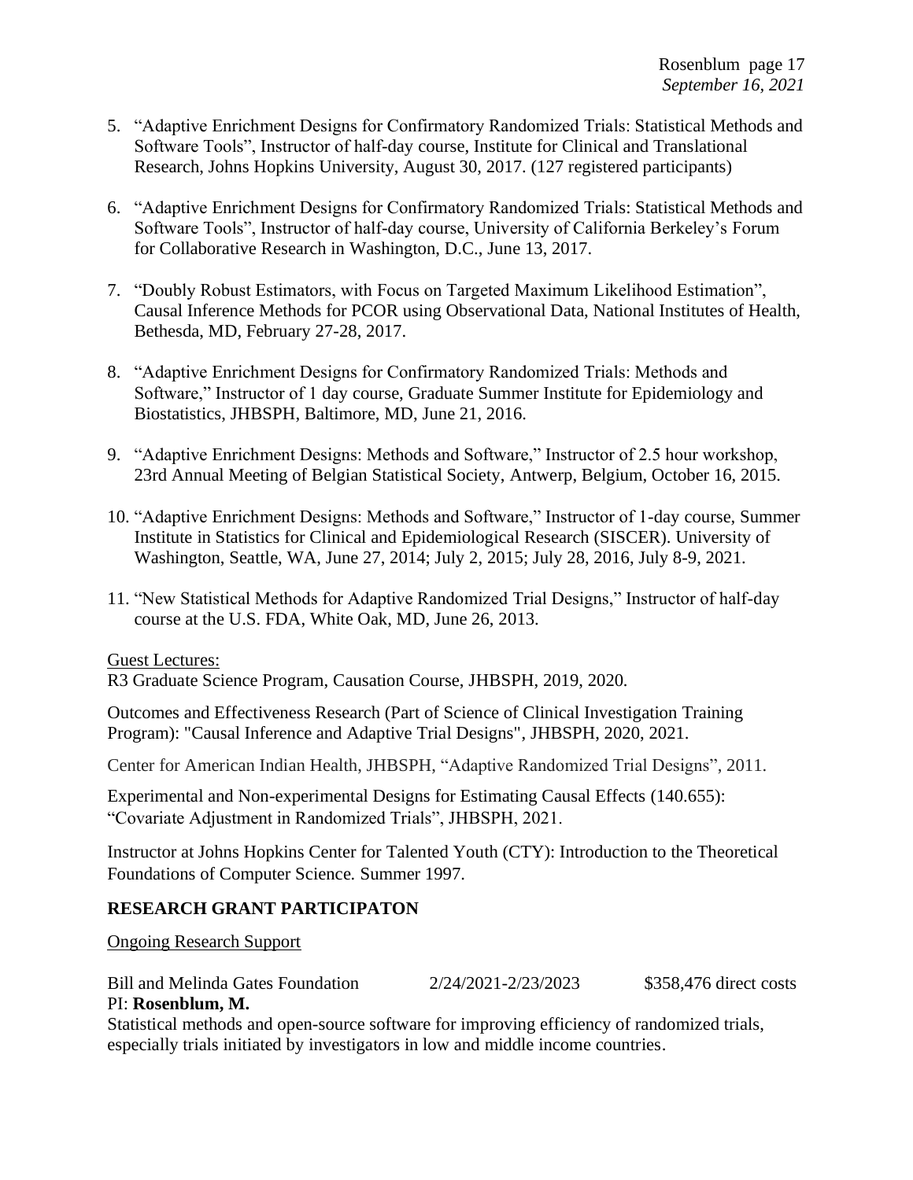5. "Adaptive Enrichment Designs for Confirmatory Randomized Trials: Statistical Methods and Software Tools", Instructor of half-day course, Institute for Clinical and Translational Research, Johns Hopkins University, August 30, 2017. (127 registered participants)

6. "Adaptive Enrichment Designs for Confirmatory Randomized Trials: Statistical Methods and Software Tools", Instructor of half-day course, University of California Berkeley's Forum for Collaborative Research in Washington, D.C., June 13, 2017.

7. "Doubly Robust Estimators, with Focus on Targeted Maximum Likelihood Estimation", Causal Inference Methods for PCOR using Observational Data, National Institutes of Health, Bethesda, MD, February 27-28, 2017.

8. "Adaptive Enrichment Designs for Confirmatory Randomized Trials: Methods and Software," Instructor of 1 day course, Graduate Summer Institute for Epidemiology and Biostatistics, JHBSPH, Baltimore, MD, June 21, 2016.

9. "Adaptive Enrichment Designs: Methods and Software," Instructor of 2.5 hour workshop, 23rd Annual Meeting of Belgian Statistical Society, Antwerp, Belgium, October 16, 2015.

10. "Adaptive Enrichment Designs: Methods and Software," Instructor of 1-day course, Summer Institute in Statistics for Clinical and Epidemiological Research (SISCER). University of Washington, Seattle, WA, June 27, 2014; July 2, 2015; July 28, 2016, July 8-9, 2021.

11. "New Statistical Methods for Adaptive Randomized Trial Designs," Instructor of half-day course at the U.S. FDA, White Oak, MD, June 26, 2013.

Guest Lectures:

R3 Graduate Science Program, Causation Course, JHBSPH, 2019, 2020.

Outcomes and Effectiveness Research (Part of Science of Clinical Investigation Training Program): "Causal Inference and Adaptive Trial Designs", JHBSPH, 2020, 2021.

Center for American Indian Health, JHBSPH, "Adaptive Randomized Trial Designs", 2011.

Experimental and Non-experimental Designs for Estimating Causal Effects (140.655): "Covariate Adjustment in Randomized Trials", JHBSPH, 2021.

Instructor at Johns Hopkins Center for Talented Youth (CTY): Introduction to the Theoretical Foundations of Computer Science. Summer 1997.

## RESEARCH GRANT PARTICIPATON

Ongoing Research Support

Bill and Melinda Gates Foundation 2/24/2021-2/23/2023 $358,476 direct costs
PI: **Rosenblum, M.**
Statistical methods and open-source software for improving efficiency of randomized trials, especially trials initiated by investigators in low and middle income countries.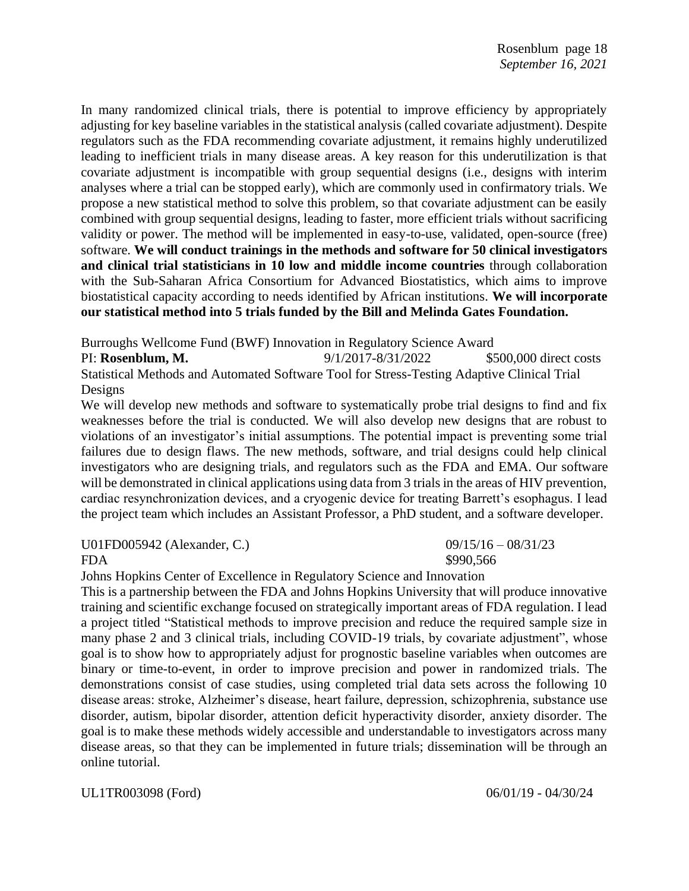In many randomized clinical trials, there is potential to improve efficiency by appropriately adjusting for key baseline variables in the statistical analysis (called covariate adjustment). Despite regulators such as the FDA recommending covariate adjustment, it remains highly underutilized leading to inefficient trials in many disease areas. A key reason for this underutilization is that covariate adjustment is incompatible with group sequential designs (i.e., designs with interim analyses where a trial can be stopped early), which are commonly used in confirmatory trials. We propose a new statistical method to solve this problem, so that covariate adjustment can be easily combined with group sequential designs, leading to faster, more efficient trials without sacrificing validity or power. The method will be implemented in easy-to-use, validated, open-source (free) software. **We will conduct trainings in the methods and software for 50 clinical investigators and clinical trial statisticians in 10 low and middle income countries** through collaboration with the Sub-Saharan Africa Consortium for Advanced Biostatistics, which aims to improve biostatistical capacity according to needs identified by African institutions. **We will incorporate our statistical method into 5 trials funded by the Bill and Melinda Gates Foundation.**

Burroughs Wellcome Fund (BWF) Innovation in Regulatory Science Award
PI: **Rosenblum, M.** 9/1/2017-8/31/2022 $500,000 direct costs
Statistical Methods and Automated Software Tool for Stress-Testing Adaptive Clinical Trial Designs
We will develop new methods and software to systematically probe trial designs to find and fix weaknesses before the trial is conducted. We will also develop new designs that are robust to violations of an investigator's initial assumptions. The potential impact is preventing some trial failures due to design flaws. The new methods, software, and trial designs could help clinical investigators who are designing trials, and regulators such as the FDA and EMA. Our software will be demonstrated in clinical applications using data from 3 trials in the areas of HIV prevention, cardiac resynchronization devices, and a cryogenic device for treating Barrett's esophagus. I lead the project team which includes an Assistant Professor, a PhD student, and a software developer.

U01FD005942 (Alexander, C.) 09/15/16 – 08/31/23
FDA $990,566
Johns Hopkins Center of Excellence in Regulatory Science and Innovation
This is a partnership between the FDA and Johns Hopkins University that will produce innovative training and scientific exchange focused on strategically important areas of FDA regulation. I lead a project titled "Statistical methods to improve precision and reduce the required sample size in many phase 2 and 3 clinical trials, including COVID-19 trials, by covariate adjustment", whose goal is to show how to appropriately adjust for prognostic baseline variables when outcomes are binary or time-to-event, in order to improve precision and power in randomized trials. The demonstrations consist of case studies, using completed trial data sets across the following 10 disease areas: stroke, Alzheimer's disease, heart failure, depression, schizophrenia, substance use disorder, autism, bipolar disorder, attention deficit hyperactivity disorder, anxiety disorder. The goal is to make these methods widely accessible and understandable to investigators across many disease areas, so that they can be implemented in future trials; dissemination will be through an online tutorial.

UL1TR003098 (Ford) 06/01/19 - 04/30/24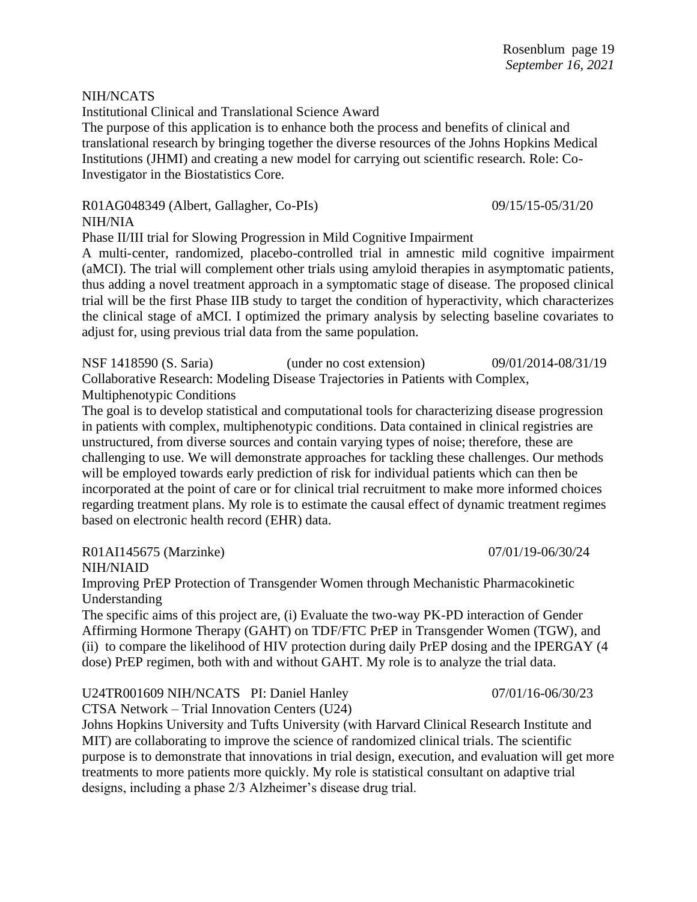NIH/NCATS

Institutional Clinical and Translational Science Award

The purpose of this application is to enhance both the process and benefits of clinical and translational research by bringing together the diverse resources of the Johns Hopkins Medical Institutions (JHMI) and creating a new model for carrying out scientific research. Role: Co-Investigator in the Biostatistics Core.

R01AG048349 (Albert, Gallagher, Co-PIs) 09/15/15-05/31/20

NIH/NIA

Phase II/III trial for Slowing Progression in Mild Cognitive Impairment

A multi-center, randomized, placebo-controlled trial in amnestic mild cognitive impairment (aMCI). The trial will complement other trials using amyloid therapies in asymptomatic patients, thus adding a novel treatment approach in a symptomatic stage of disease. The proposed clinical trial will be the first Phase IIB study to target the condition of hyperactivity, which characterizes the clinical stage of aMCI. I optimized the primary analysis by selecting baseline covariates to adjust for, using previous trial data from the same population.

NSF 1418590 (S. Saria) (under no cost extension) 09/01/2014-08/31/19

Collaborative Research: Modeling Disease Trajectories in Patients with Complex, Multiphenotypic Conditions

The goal is to develop statistical and computational tools for characterizing disease progression in patients with complex, multiphenotypic conditions. Data contained in clinical registries are unstructured, from diverse sources and contain varying types of noise; therefore, these are challenging to use. We will demonstrate approaches for tackling these challenges. Our methods will be employed towards early prediction of risk for individual patients which can then be incorporated at the point of care or for clinical trial recruitment to make more informed choices regarding treatment plans. My role is to estimate the causal effect of dynamic treatment regimes based on electronic health record (EHR) data.

R01AI145675 (Marzinke) 07/01/19-06/30/24

NIH/NIAID

Improving PrEP Protection of Transgender Women through Mechanistic Pharmacokinetic Understanding

The specific aims of this project are, (i) Evaluate the two-way PK-PD interaction of Gender Affirming Hormone Therapy (GAHT) on TDF/FTC PrEP in Transgender Women (TGW), and (ii) to compare the likelihood of HIV protection during daily PrEP dosing and the IPERGAY (4 dose) PrEP regimen, both with and without GAHT. My role is to analyze the trial data.

U24TR001609 NIH/NCATS PI: Daniel Hanley 07/01/16-06/30/23

CTSA Network – Trial Innovation Centers (U24)

Johns Hopkins University and Tufts University (with Harvard Clinical Research Institute and MIT) are collaborating to improve the science of randomized clinical trials. The scientific purpose is to demonstrate that innovations in trial design, execution, and evaluation will get more treatments to more patients more quickly. My role is statistical consultant on adaptive trial designs, including a phase 2/3 Alzheimer's disease drug trial.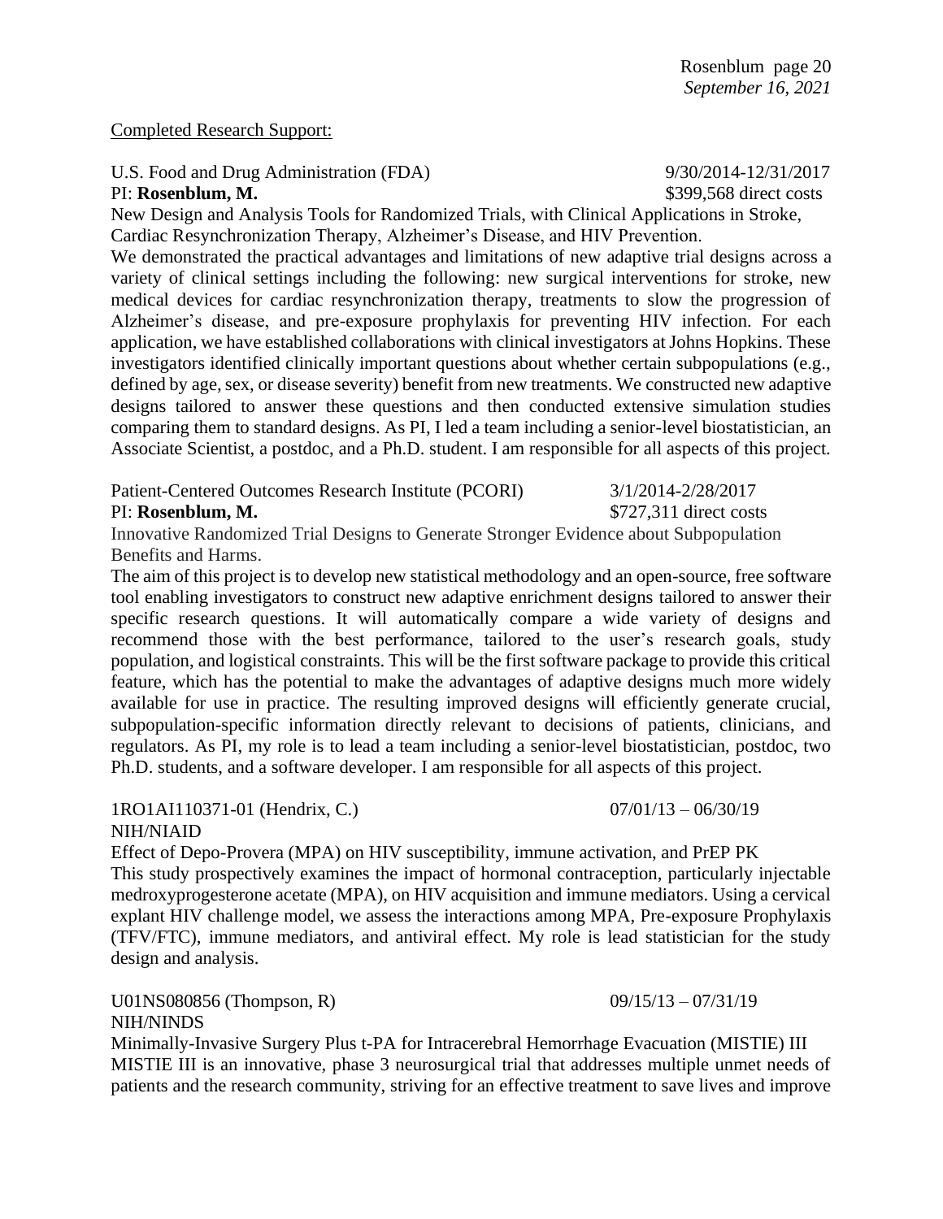Completed Research Support:

U.S. Food and Drug Administration (FDA) 9/30/2014-12/31/2017
PI: **Rosenblum, M.** $399,568 direct costs
New Design and Analysis Tools for Randomized Trials, with Clinical Applications in Stroke, Cardiac Resynchronization Therapy, Alzheimer's Disease, and HIV Prevention.
We demonstrated the practical advantages and limitations of new adaptive trial designs across a variety of clinical settings including the following: new surgical interventions for stroke, new medical devices for cardiac resynchronization therapy, treatments to slow the progression of Alzheimer's disease, and pre-exposure prophylaxis for preventing HIV infection. For each application, we have established collaborations with clinical investigators at Johns Hopkins. These investigators identified clinically important questions about whether certain subpopulations (e.g., defined by age, sex, or disease severity) benefit from new treatments. We constructed new adaptive designs tailored to answer these questions and then conducted extensive simulation studies comparing them to standard designs. As PI, I led a team including a senior-level biostatistician, an Associate Scientist, a postdoc, and a Ph.D. student. I am responsible for all aspects of this project.

Patient-Centered Outcomes Research Institute (PCORI) 3/1/2014-2/28/2017
PI: **Rosenblum, M.** $727,311 direct costs
Innovative Randomized Trial Designs to Generate Stronger Evidence about Subpopulation Benefits and Harms.
The aim of this project is to develop new statistical methodology and an open-source, free software tool enabling investigators to construct new adaptive enrichment designs tailored to answer their specific research questions. It will automatically compare a wide variety of designs and recommend those with the best performance, tailored to the user's research goals, study population, and logistical constraints. This will be the first software package to provide this critical feature, which has the potential to make the advantages of adaptive designs much more widely available for use in practice. The resulting improved designs will efficiently generate crucial, subpopulation-specific information directly relevant to decisions of patients, clinicians, and regulators. As PI, my role is to lead a team including a senior-level biostatistician, postdoc, two Ph.D. students, and a software developer. I am responsible for all aspects of this project.

1RO1AI110371-01 (Hendrix, C.) 07/01/13 – 06/30/19
NIH/NIAID
Effect of Depo-Provera (MPA) on HIV susceptibility, immune activation, and PrEP PK
This study prospectively examines the impact of hormonal contraception, particularly injectable medroxyprogesterone acetate (MPA), on HIV acquisition and immune mediators. Using a cervical explant HIV challenge model, we assess the interactions among MPA, Pre-exposure Prophylaxis (TFV/FTC), immune mediators, and antiviral effect. My role is lead statistician for the study design and analysis.

U01NS080856 (Thompson, R) 09/15/13 – 07/31/19
NIH/NINDS
Minimally-Invasive Surgery Plus t-PA for Intracerebral Hemorrhage Evacuation (MISTIE) III
MISTIE III is an innovative, phase 3 neurosurgical trial that addresses multiple unmet needs of patients and the research community, striving for an effective treatment to save lives and improve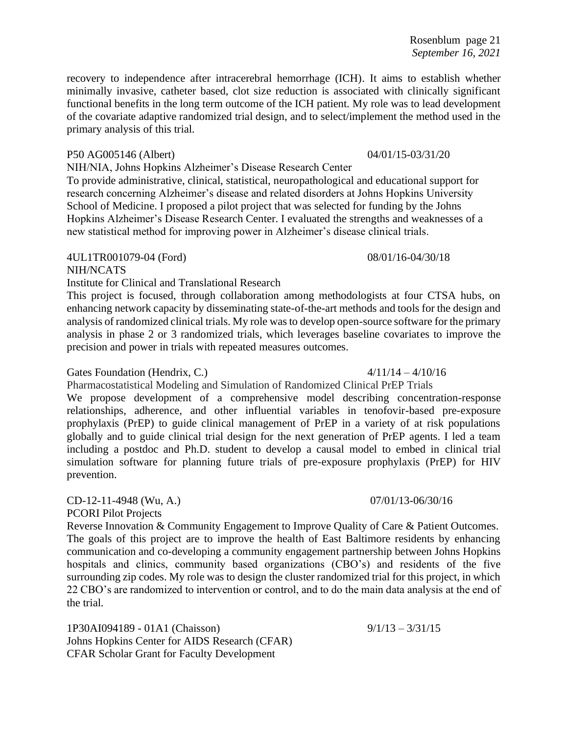recovery to independence after intracerebral hemorrhage (ICH). It aims to establish whether minimally invasive, catheter based, clot size reduction is associated with clinically significant functional benefits in the long term outcome of the ICH patient. My role was to lead development of the covariate adaptive randomized trial design, and to select/implement the method used in the primary analysis of this trial.

P50 AG005146 (Albert) 04/01/15-03/31/20
NIH/NIA, Johns Hopkins Alzheimer's Disease Research Center
To provide administrative, clinical, statistical, neuropathological and educational support for research concerning Alzheimer's disease and related disorders at Johns Hopkins University School of Medicine. I proposed a pilot project that was selected for funding by the Johns Hopkins Alzheimer's Disease Research Center. I evaluated the strengths and weaknesses of a new statistical method for improving power in Alzheimer's disease clinical trials.

4UL1TR001079-04 (Ford) 08/01/16-04/30/18
NIH/NCATS
Institute for Clinical and Translational Research
This project is focused, through collaboration among methodologists at four CTSA hubs, on enhancing network capacity by disseminating state-of-the-art methods and tools for the design and analysis of randomized clinical trials. My role was to develop open-source software for the primary analysis in phase 2 or 3 randomized trials, which leverages baseline covariates to improve the precision and power in trials with repeated measures outcomes.

Gates Foundation (Hendrix, C.) 4/11/14 – 4/10/16
Pharmacostatistical Modeling and Simulation of Randomized Clinical PrEP Trials
We propose development of a comprehensive model describing concentration-response relationships, adherence, and other influential variables in tenofovir-based pre-exposure prophylaxis (PrEP) to guide clinical management of PrEP in a variety of at risk populations globally and to guide clinical trial design for the next generation of PrEP agents. I led a team including a postdoc and Ph.D. student to develop a causal model to embed in clinical trial simulation software for planning future trials of pre-exposure prophylaxis (PrEP) for HIV prevention.

CD-12-11-4948 (Wu, A.) 07/01/13-06/30/16
PCORI Pilot Projects
Reverse Innovation & Community Engagement to Improve Quality of Care & Patient Outcomes. The goals of this project are to improve the health of East Baltimore residents by enhancing communication and co-developing a community engagement partnership between Johns Hopkins hospitals and clinics, community based organizations (CBO's) and residents of the five surrounding zip codes. My role was to design the cluster randomized trial for this project, in which 22 CBO's are randomized to intervention or control, and to do the main data analysis at the end of the trial.

1P30AI094189 - 01A1 (Chaisson) 9/1/13 – 3/31/15
Johns Hopkins Center for AIDS Research (CFAR)
CFAR Scholar Grant for Faculty Development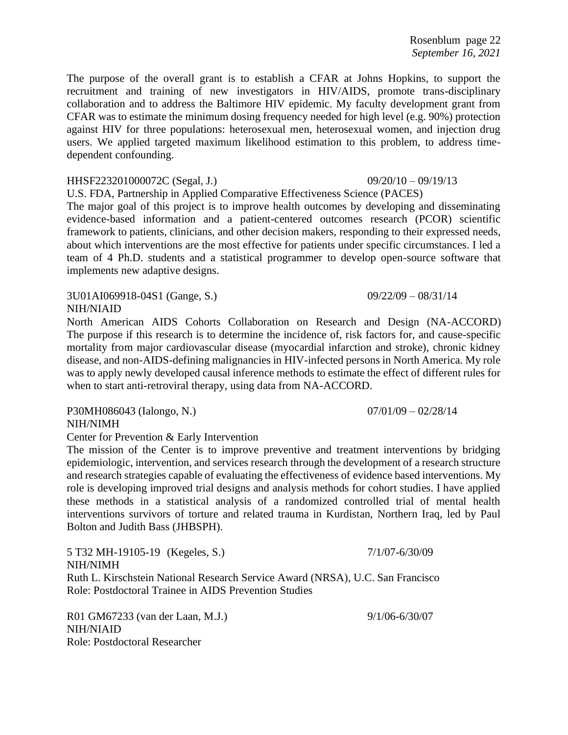The purpose of the overall grant is to establish a CFAR at Johns Hopkins, to support the recruitment and training of new investigators in HIV/AIDS, promote trans-disciplinary collaboration and to address the Baltimore HIV epidemic. My faculty development grant from CFAR was to estimate the minimum dosing frequency needed for high level (e.g. 90%) protection against HIV for three populations: heterosexual men, heterosexual women, and injection drug users. We applied targeted maximum likelihood estimation to this problem, to address time-dependent confounding.

HHSF223201000072C (Segal, J.) 09/20/10 – 09/19/13
U.S. FDA, Partnership in Applied Comparative Effectiveness Science (PACES)
The major goal of this project is to improve health outcomes by developing and disseminating evidence-based information and a patient-centered outcomes research (PCOR) scientific framework to patients, clinicians, and other decision makers, responding to their expressed needs, about which interventions are the most effective for patients under specific circumstances. I led a team of 4 Ph.D. students and a statistical programmer to develop open-source software that implements new adaptive designs.

3U01AI069918-04S1 (Gange, S.) 09/22/09 – 08/31/14
NIH/NIAID
North American AIDS Cohorts Collaboration on Research and Design (NA-ACCORD) The purpose if this research is to determine the incidence of, risk factors for, and cause-specific mortality from major cardiovascular disease (myocardial infarction and stroke), chronic kidney disease, and non-AIDS-defining malignancies in HIV-infected persons in North America. My role was to apply newly developed causal inference methods to estimate the effect of different rules for when to start anti-retroviral therapy, using data from NA-ACCORD.

P30MH086043 (Ialongo, N.) 07/01/09 – 02/28/14
NIH/NIMH
Center for Prevention & Early Intervention
The mission of the Center is to improve preventive and treatment interventions by bridging epidemiologic, intervention, and services research through the development of a research structure and research strategies capable of evaluating the effectiveness of evidence based interventions. My role is developing improved trial designs and analysis methods for cohort studies. I have applied these methods in a statistical analysis of a randomized controlled trial of mental health interventions survivors of torture and related trauma in Kurdistan, Northern Iraq, led by Paul Bolton and Judith Bass (JHBSPH).

5 T32 MH-19105-19 (Kegeles, S.) 7/1/07-6/30/09
NIH/NIMH
Ruth L. Kirschstein National Research Service Award (NRSA), U.C. San Francisco
Role: Postdoctoral Trainee in AIDS Prevention Studies

R01 GM67233 (van der Laan, M.J.) 9/1/06-6/30/07
NIH/NIAID
Role: Postdoctoral Researcher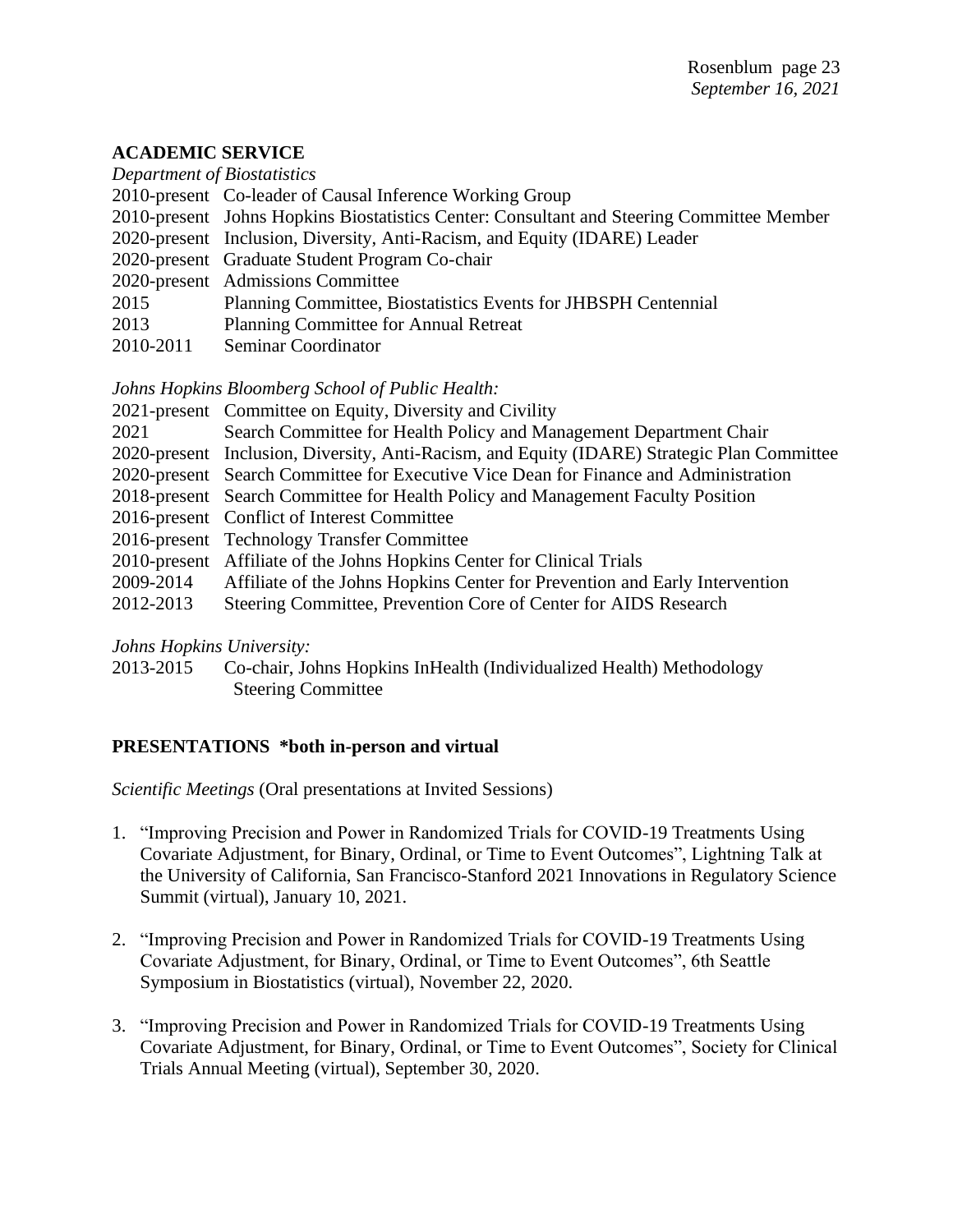## ACADEMIC SERVICE

*Department of Biostatistics*

2010-present Co-leader of Causal Inference Working Group
2010-present Johns Hopkins Biostatistics Center: Consultant and Steering Committee Member
2020-present Inclusion, Diversity, Anti-Racism, and Equity (IDARE) Leader
2020-present Graduate Student Program Co-chair
2020-present Admissions Committee
2015 Planning Committee, Biostatistics Events for JHBSPH Centennial
2013 Planning Committee for Annual Retreat
2010-2011 Seminar Coordinator

*Johns Hopkins Bloomberg School of Public Health:*

2021-present Committee on Equity, Diversity and Civility
2021 Search Committee for Health Policy and Management Department Chair
2020-present Inclusion, Diversity, Anti-Racism, and Equity (IDARE) Strategic Plan Committee
2020-present Search Committee for Executive Vice Dean for Finance and Administration
2018-present Search Committee for Health Policy and Management Faculty Position
2016-present Conflict of Interest Committee
2016-present Technology Transfer Committee
2010-present Affiliate of the Johns Hopkins Center for Clinical Trials
2009-2014 Affiliate of the Johns Hopkins Center for Prevention and Early Intervention
2012-2013 Steering Committee, Prevention Core of Center for AIDS Research

*Johns Hopkins University:*

2013-2015 Co-chair, Johns Hopkins InHealth (Individualized Health) Methodology Steering Committee

## PRESENTATIONS *both in-person and virtual

*Scientific Meetings* (Oral presentations at Invited Sessions)

1. "Improving Precision and Power in Randomized Trials for COVID-19 Treatments Using Covariate Adjustment, for Binary, Ordinal, or Time to Event Outcomes", Lightning Talk at the University of California, San Francisco-Stanford 2021 Innovations in Regulatory Science Summit (virtual), January 10, 2021.

2. "Improving Precision and Power in Randomized Trials for COVID-19 Treatments Using Covariate Adjustment, for Binary, Ordinal, or Time to Event Outcomes", 6th Seattle Symposium in Biostatistics (virtual), November 22, 2020.

3. "Improving Precision and Power in Randomized Trials for COVID-19 Treatments Using Covariate Adjustment, for Binary, Ordinal, or Time to Event Outcomes", Society for Clinical Trials Annual Meeting (virtual), September 30, 2020.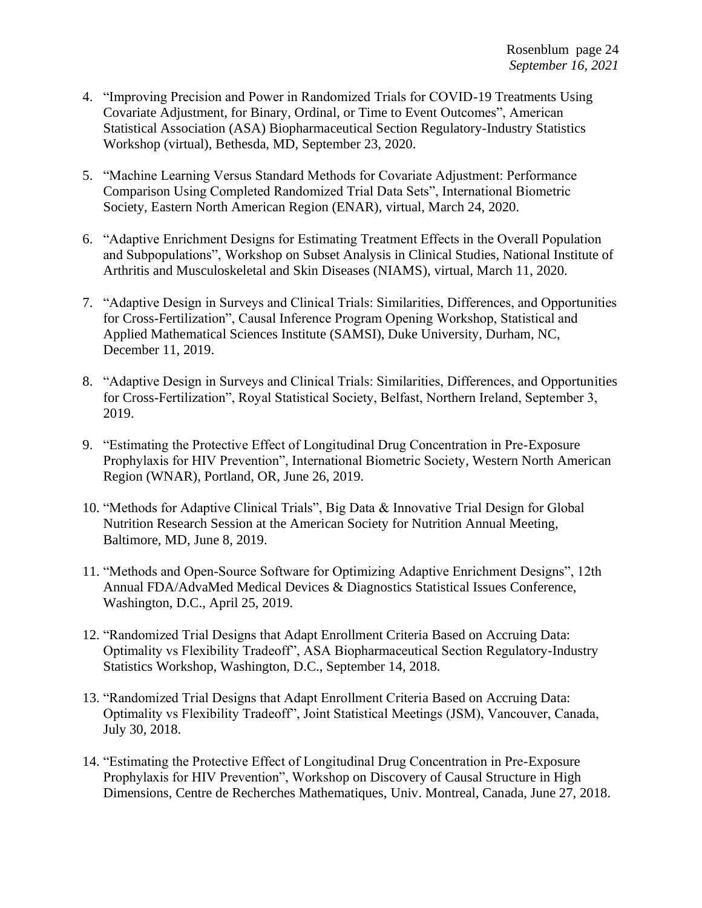4. "Improving Precision and Power in Randomized Trials for COVID-19 Treatments Using Covariate Adjustment, for Binary, Ordinal, or Time to Event Outcomes", American Statistical Association (ASA) Biopharmaceutical Section Regulatory-Industry Statistics Workshop (virtual), Bethesda, MD, September 23, 2020.

5. "Machine Learning Versus Standard Methods for Covariate Adjustment: Performance Comparison Using Completed Randomized Trial Data Sets", International Biometric Society, Eastern North American Region (ENAR), virtual, March 24, 2020.

6. "Adaptive Enrichment Designs for Estimating Treatment Effects in the Overall Population and Subpopulations", Workshop on Subset Analysis in Clinical Studies, National Institute of Arthritis and Musculoskeletal and Skin Diseases (NIAMS), virtual, March 11, 2020.

7. "Adaptive Design in Surveys and Clinical Trials: Similarities, Differences, and Opportunities for Cross-Fertilization", Causal Inference Program Opening Workshop, Statistical and Applied Mathematical Sciences Institute (SAMSI), Duke University, Durham, NC, December 11, 2019.

8. "Adaptive Design in Surveys and Clinical Trials: Similarities, Differences, and Opportunities for Cross-Fertilization", Royal Statistical Society, Belfast, Northern Ireland, September 3, 2019.

9. "Estimating the Protective Effect of Longitudinal Drug Concentration in Pre-Exposure Prophylaxis for HIV Prevention", International Biometric Society, Western North American Region (WNAR), Portland, OR, June 26, 2019.

10. "Methods for Adaptive Clinical Trials", Big Data & Innovative Trial Design for Global Nutrition Research Session at the American Society for Nutrition Annual Meeting, Baltimore, MD, June 8, 2019.

11. "Methods and Open-Source Software for Optimizing Adaptive Enrichment Designs", 12th Annual FDA/AdvaMed Medical Devices & Diagnostics Statistical Issues Conference, Washington, D.C., April 25, 2019.

12. "Randomized Trial Designs that Adapt Enrollment Criteria Based on Accruing Data: Optimality vs Flexibility Tradeoff", ASA Biopharmaceutical Section Regulatory-Industry Statistics Workshop, Washington, D.C., September 14, 2018.

13. "Randomized Trial Designs that Adapt Enrollment Criteria Based on Accruing Data: Optimality vs Flexibility Tradeoff", Joint Statistical Meetings (JSM), Vancouver, Canada, July 30, 2018.

14. "Estimating the Protective Effect of Longitudinal Drug Concentration in Pre-Exposure Prophylaxis for HIV Prevention", Workshop on Discovery of Causal Structure in High Dimensions, Centre de Recherches Mathematiques, Univ. Montreal, Canada, June 27, 2018.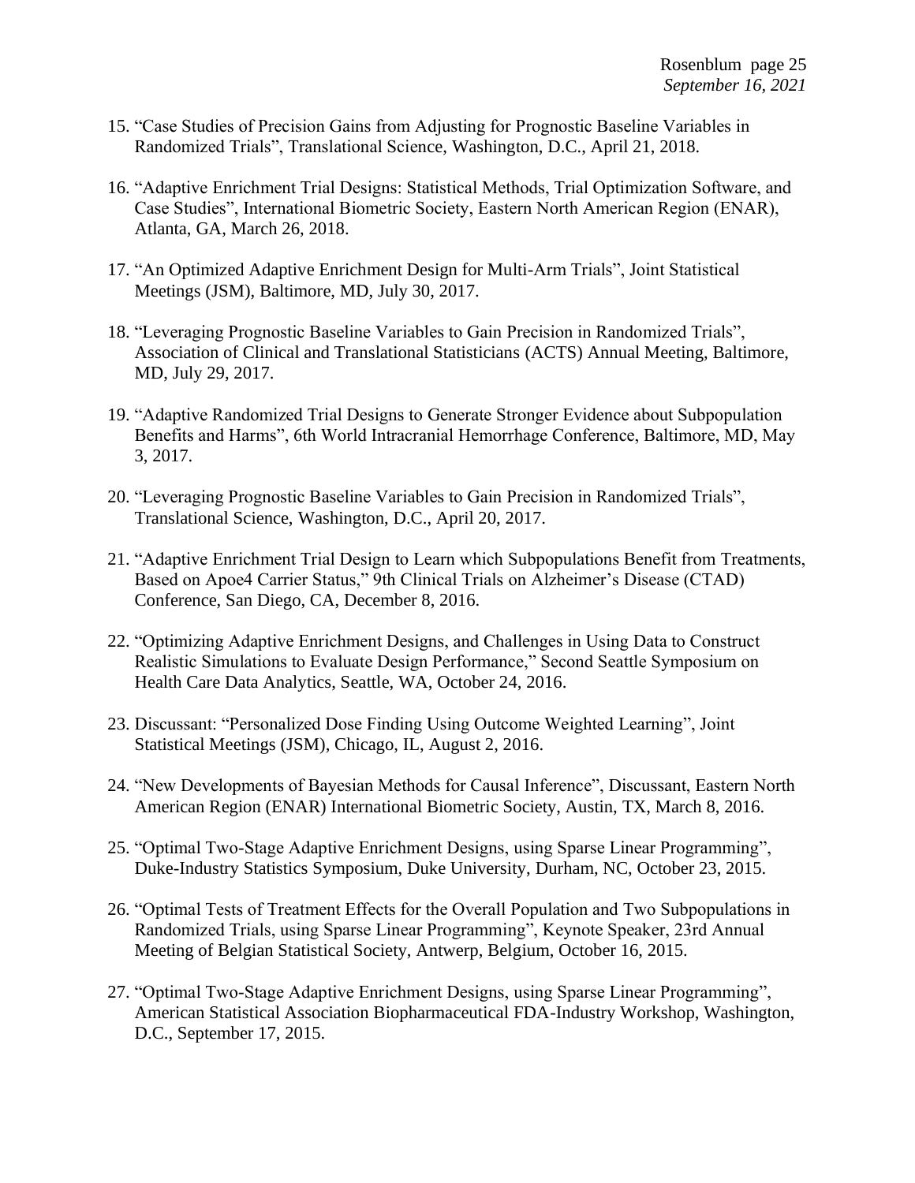15. “Case Studies of Precision Gains from Adjusting for Prognostic Baseline Variables in Randomized Trials”, Translational Science, Washington, D.C., April 21, 2018.

16. “Adaptive Enrichment Trial Designs: Statistical Methods, Trial Optimization Software, and Case Studies”, International Biometric Society, Eastern North American Region (ENAR), Atlanta, GA, March 26, 2018.

17. “An Optimized Adaptive Enrichment Design for Multi-Arm Trials”, Joint Statistical Meetings (JSM), Baltimore, MD, July 30, 2017.

18. “Leveraging Prognostic Baseline Variables to Gain Precision in Randomized Trials”, Association of Clinical and Translational Statisticians (ACTS) Annual Meeting, Baltimore, MD, July 29, 2017.

19. “Adaptive Randomized Trial Designs to Generate Stronger Evidence about Subpopulation Benefits and Harms”, 6th World Intracranial Hemorrhage Conference, Baltimore, MD, May 3, 2017.

20. “Leveraging Prognostic Baseline Variables to Gain Precision in Randomized Trials”, Translational Science, Washington, D.C., April 20, 2017.

21. “Adaptive Enrichment Trial Design to Learn which Subpopulations Benefit from Treatments, Based on Apoe4 Carrier Status,” 9th Clinical Trials on Alzheimer’s Disease (CTAD) Conference, San Diego, CA, December 8, 2016.

22. “Optimizing Adaptive Enrichment Designs, and Challenges in Using Data to Construct Realistic Simulations to Evaluate Design Performance,” Second Seattle Symposium on Health Care Data Analytics, Seattle, WA, October 24, 2016.

23. Discussant: “Personalized Dose Finding Using Outcome Weighted Learning”, Joint Statistical Meetings (JSM), Chicago, IL, August 2, 2016.

24. “New Developments of Bayesian Methods for Causal Inference”, Discussant, Eastern North American Region (ENAR) International Biometric Society, Austin, TX, March 8, 2016.

25. “Optimal Two-Stage Adaptive Enrichment Designs, using Sparse Linear Programming”, Duke-Industry Statistics Symposium, Duke University, Durham, NC, October 23, 2015.

26. “Optimal Tests of Treatment Effects for the Overall Population and Two Subpopulations in Randomized Trials, using Sparse Linear Programming”, Keynote Speaker, 23rd Annual Meeting of Belgian Statistical Society, Antwerp, Belgium, October 16, 2015.

27. “Optimal Two-Stage Adaptive Enrichment Designs, using Sparse Linear Programming”, American Statistical Association Biopharmaceutical FDA-Industry Workshop, Washington, D.C., September 17, 2015.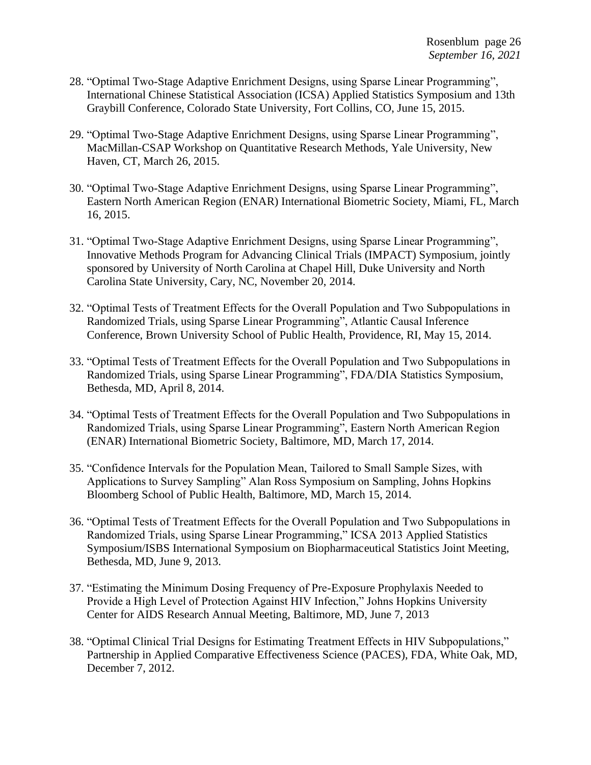28. "Optimal Two-Stage Adaptive Enrichment Designs, using Sparse Linear Programming", International Chinese Statistical Association (ICSA) Applied Statistics Symposium and 13th Graybill Conference, Colorado State University, Fort Collins, CO, June 15, 2015.

29. "Optimal Two-Stage Adaptive Enrichment Designs, using Sparse Linear Programming", MacMillan-CSAP Workshop on Quantitative Research Methods, Yale University, New Haven, CT, March 26, 2015.

30. "Optimal Two-Stage Adaptive Enrichment Designs, using Sparse Linear Programming", Eastern North American Region (ENAR) International Biometric Society, Miami, FL, March 16, 2015.

31. "Optimal Two-Stage Adaptive Enrichment Designs, using Sparse Linear Programming", Innovative Methods Program for Advancing Clinical Trials (IMPACT) Symposium, jointly sponsored by University of North Carolina at Chapel Hill, Duke University and North Carolina State University, Cary, NC, November 20, 2014.

32. "Optimal Tests of Treatment Effects for the Overall Population and Two Subpopulations in Randomized Trials, using Sparse Linear Programming", Atlantic Causal Inference Conference, Brown University School of Public Health, Providence, RI, May 15, 2014.

33. "Optimal Tests of Treatment Effects for the Overall Population and Two Subpopulations in Randomized Trials, using Sparse Linear Programming", FDA/DIA Statistics Symposium, Bethesda, MD, April 8, 2014.

34. "Optimal Tests of Treatment Effects for the Overall Population and Two Subpopulations in Randomized Trials, using Sparse Linear Programming", Eastern North American Region (ENAR) International Biometric Society, Baltimore, MD, March 17, 2014.

35. "Confidence Intervals for the Population Mean, Tailored to Small Sample Sizes, with Applications to Survey Sampling" Alan Ross Symposium on Sampling, Johns Hopkins Bloomberg School of Public Health, Baltimore, MD, March 15, 2014.

36. "Optimal Tests of Treatment Effects for the Overall Population and Two Subpopulations in Randomized Trials, using Sparse Linear Programming," ICSA 2013 Applied Statistics Symposium/ISBS International Symposium on Biopharmaceutical Statistics Joint Meeting, Bethesda, MD, June 9, 2013.

37. "Estimating the Minimum Dosing Frequency of Pre-Exposure Prophylaxis Needed to Provide a High Level of Protection Against HIV Infection," Johns Hopkins University Center for AIDS Research Annual Meeting, Baltimore, MD, June 7, 2013

38. "Optimal Clinical Trial Designs for Estimating Treatment Effects in HIV Subpopulations," Partnership in Applied Comparative Effectiveness Science (PACES), FDA, White Oak, MD, December 7, 2012.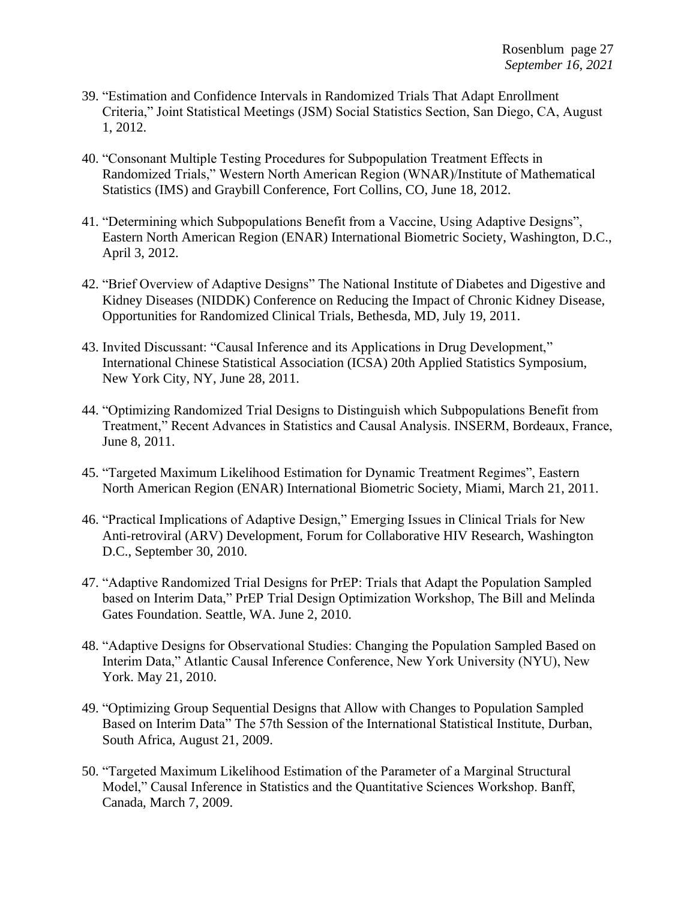39. "Estimation and Confidence Intervals in Randomized Trials That Adapt Enrollment Criteria," Joint Statistical Meetings (JSM) Social Statistics Section, San Diego, CA, August 1, 2012.

40. "Consonant Multiple Testing Procedures for Subpopulation Treatment Effects in Randomized Trials," Western North American Region (WNAR)/Institute of Mathematical Statistics (IMS) and Graybill Conference, Fort Collins, CO, June 18, 2012.

41. "Determining which Subpopulations Benefit from a Vaccine, Using Adaptive Designs", Eastern North American Region (ENAR) International Biometric Society, Washington, D.C., April 3, 2012.

42. "Brief Overview of Adaptive Designs" The National Institute of Diabetes and Digestive and Kidney Diseases (NIDDK) Conference on Reducing the Impact of Chronic Kidney Disease, Opportunities for Randomized Clinical Trials, Bethesda, MD, July 19, 2011.

43. Invited Discussant: "Causal Inference and its Applications in Drug Development," International Chinese Statistical Association (ICSA) 20th Applied Statistics Symposium, New York City, NY, June 28, 2011.

44. "Optimizing Randomized Trial Designs to Distinguish which Subpopulations Benefit from Treatment," Recent Advances in Statistics and Causal Analysis. INSERM, Bordeaux, France, June 8, 2011.

45. "Targeted Maximum Likelihood Estimation for Dynamic Treatment Regimes", Eastern North American Region (ENAR) International Biometric Society, Miami, March 21, 2011.

46. "Practical Implications of Adaptive Design," Emerging Issues in Clinical Trials for New Anti-retroviral (ARV) Development, Forum for Collaborative HIV Research, Washington D.C., September 30, 2010.

47. "Adaptive Randomized Trial Designs for PrEP: Trials that Adapt the Population Sampled based on Interim Data," PrEP Trial Design Optimization Workshop, The Bill and Melinda Gates Foundation. Seattle, WA. June 2, 2010.

48. "Adaptive Designs for Observational Studies: Changing the Population Sampled Based on Interim Data," Atlantic Causal Inference Conference, New York University (NYU), New York. May 21, 2010.

49. "Optimizing Group Sequential Designs that Allow with Changes to Population Sampled Based on Interim Data" The 57th Session of the International Statistical Institute, Durban, South Africa, August 21, 2009.

50. "Targeted Maximum Likelihood Estimation of the Parameter of a Marginal Structural Model," Causal Inference in Statistics and the Quantitative Sciences Workshop. Banff, Canada, March 7, 2009.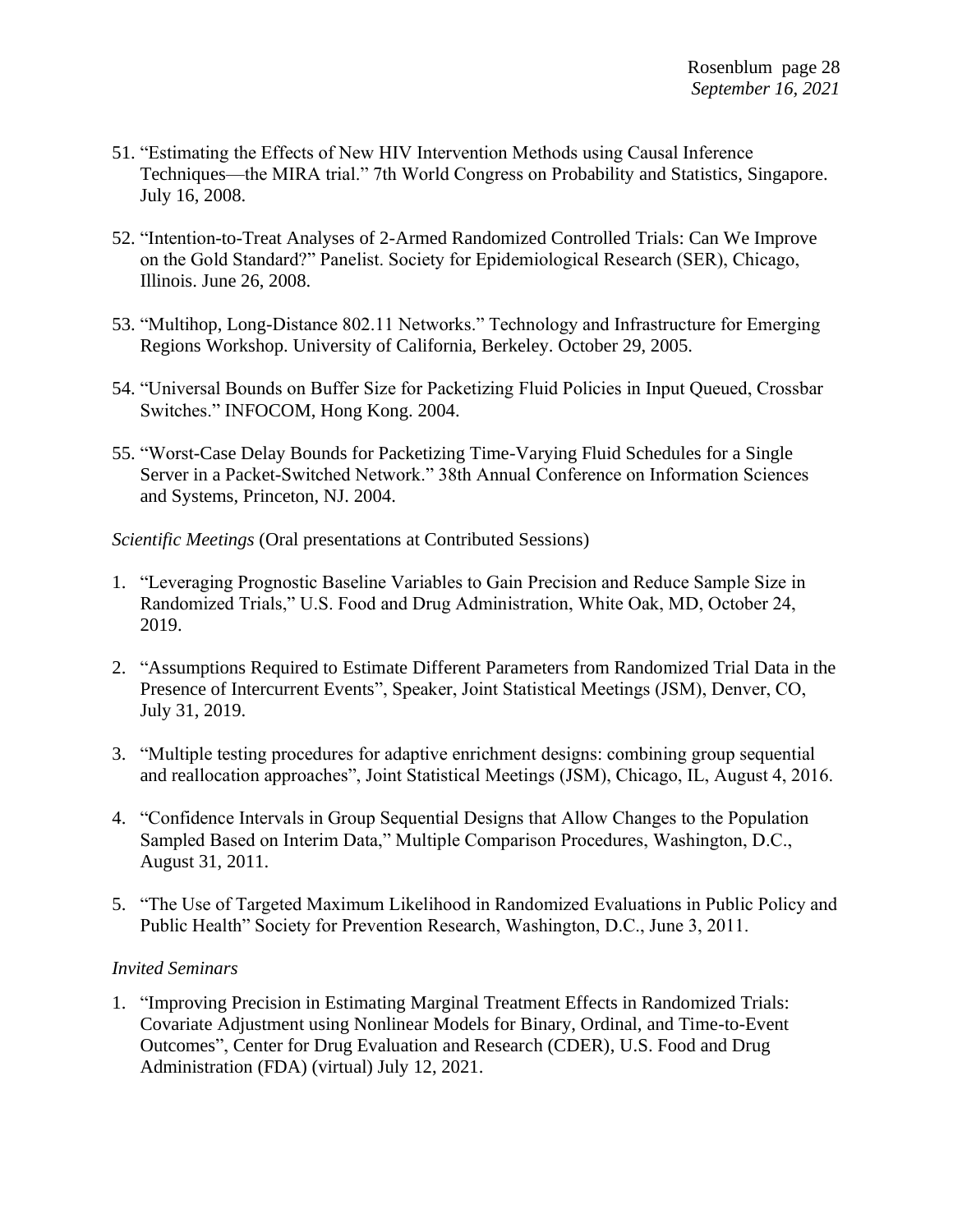51. "Estimating the Effects of New HIV Intervention Methods using Causal Inference Techniques—the MIRA trial." 7th World Congress on Probability and Statistics, Singapore. July 16, 2008.

52. "Intention-to-Treat Analyses of 2-Armed Randomized Controlled Trials: Can We Improve on the Gold Standard?" Panelist. Society for Epidemiological Research (SER), Chicago, Illinois. June 26, 2008.

53. "Multihop, Long-Distance 802.11 Networks." Technology and Infrastructure for Emerging Regions Workshop. University of California, Berkeley. October 29, 2005.

54. "Universal Bounds on Buffer Size for Packetizing Fluid Policies in Input Queued, Crossbar Switches." INFOCOM, Hong Kong. 2004.

55. "Worst-Case Delay Bounds for Packetizing Time-Varying Fluid Schedules for a Single Server in a Packet-Switched Network." 38th Annual Conference on Information Sciences and Systems, Princeton, NJ. 2004.

*Scientific Meetings* (Oral presentations at Contributed Sessions)

1. "Leveraging Prognostic Baseline Variables to Gain Precision and Reduce Sample Size in Randomized Trials," U.S. Food and Drug Administration, White Oak, MD, October 24, 2019.

2. "Assumptions Required to Estimate Different Parameters from Randomized Trial Data in the Presence of Intercurrent Events", Speaker, Joint Statistical Meetings (JSM), Denver, CO, July 31, 2019.

3. "Multiple testing procedures for adaptive enrichment designs: combining group sequential and reallocation approaches", Joint Statistical Meetings (JSM), Chicago, IL, August 4, 2016.

4. "Confidence Intervals in Group Sequential Designs that Allow Changes to the Population Sampled Based on Interim Data," Multiple Comparison Procedures, Washington, D.C., August 31, 2011.

5. "The Use of Targeted Maximum Likelihood in Randomized Evaluations in Public Policy and Public Health" Society for Prevention Research, Washington, D.C., June 3, 2011.

*Invited Seminars*

1. "Improving Precision in Estimating Marginal Treatment Effects in Randomized Trials: Covariate Adjustment using Nonlinear Models for Binary, Ordinal, and Time-to-Event Outcomes", Center for Drug Evaluation and Research (CDER), U.S. Food and Drug Administration (FDA) (virtual) July 12, 2021.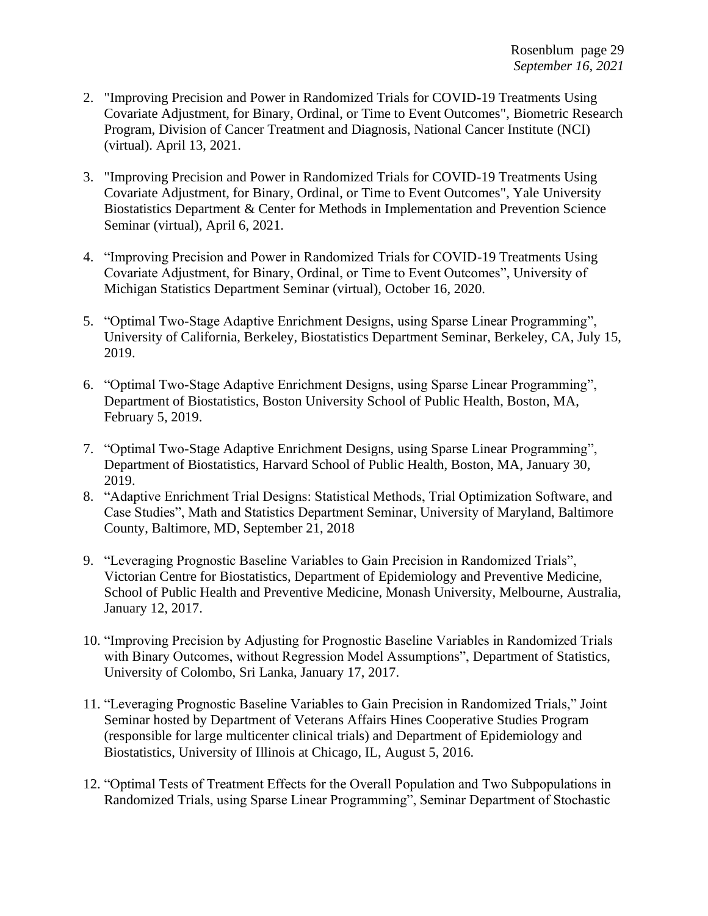2. "Improving Precision and Power in Randomized Trials for COVID-19 Treatments Using Covariate Adjustment, for Binary, Ordinal, or Time to Event Outcomes", Biometric Research Program, Division of Cancer Treatment and Diagnosis, National Cancer Institute (NCI) (virtual). April 13, 2021.

3. "Improving Precision and Power in Randomized Trials for COVID-19 Treatments Using Covariate Adjustment, for Binary, Ordinal, or Time to Event Outcomes", Yale University Biostatistics Department & Center for Methods in Implementation and Prevention Science Seminar (virtual), April 6, 2021.

4. "Improving Precision and Power in Randomized Trials for COVID-19 Treatments Using Covariate Adjustment, for Binary, Ordinal, or Time to Event Outcomes", University of Michigan Statistics Department Seminar (virtual), October 16, 2020.

5. "Optimal Two-Stage Adaptive Enrichment Designs, using Sparse Linear Programming", University of California, Berkeley, Biostatistics Department Seminar, Berkeley, CA, July 15, 2019.

6. "Optimal Two-Stage Adaptive Enrichment Designs, using Sparse Linear Programming", Department of Biostatistics, Boston University School of Public Health, Boston, MA, February 5, 2019.

7. "Optimal Two-Stage Adaptive Enrichment Designs, using Sparse Linear Programming", Department of Biostatistics, Harvard School of Public Health, Boston, MA, January 30, 2019.

8. "Adaptive Enrichment Trial Designs: Statistical Methods, Trial Optimization Software, and Case Studies", Math and Statistics Department Seminar, University of Maryland, Baltimore County, Baltimore, MD, September 21, 2018

9. "Leveraging Prognostic Baseline Variables to Gain Precision in Randomized Trials", Victorian Centre for Biostatistics, Department of Epidemiology and Preventive Medicine, School of Public Health and Preventive Medicine, Monash University, Melbourne, Australia, January 12, 2017.

10. "Improving Precision by Adjusting for Prognostic Baseline Variables in Randomized Trials with Binary Outcomes, without Regression Model Assumptions", Department of Statistics, University of Colombo, Sri Lanka, January 17, 2017.

11. "Leveraging Prognostic Baseline Variables to Gain Precision in Randomized Trials," Joint Seminar hosted by Department of Veterans Affairs Hines Cooperative Studies Program (responsible for large multicenter clinical trials) and Department of Epidemiology and Biostatistics, University of Illinois at Chicago, IL, August 5, 2016.

12. "Optimal Tests of Treatment Effects for the Overall Population and Two Subpopulations in Randomized Trials, using Sparse Linear Programming", Seminar Department of Stochastic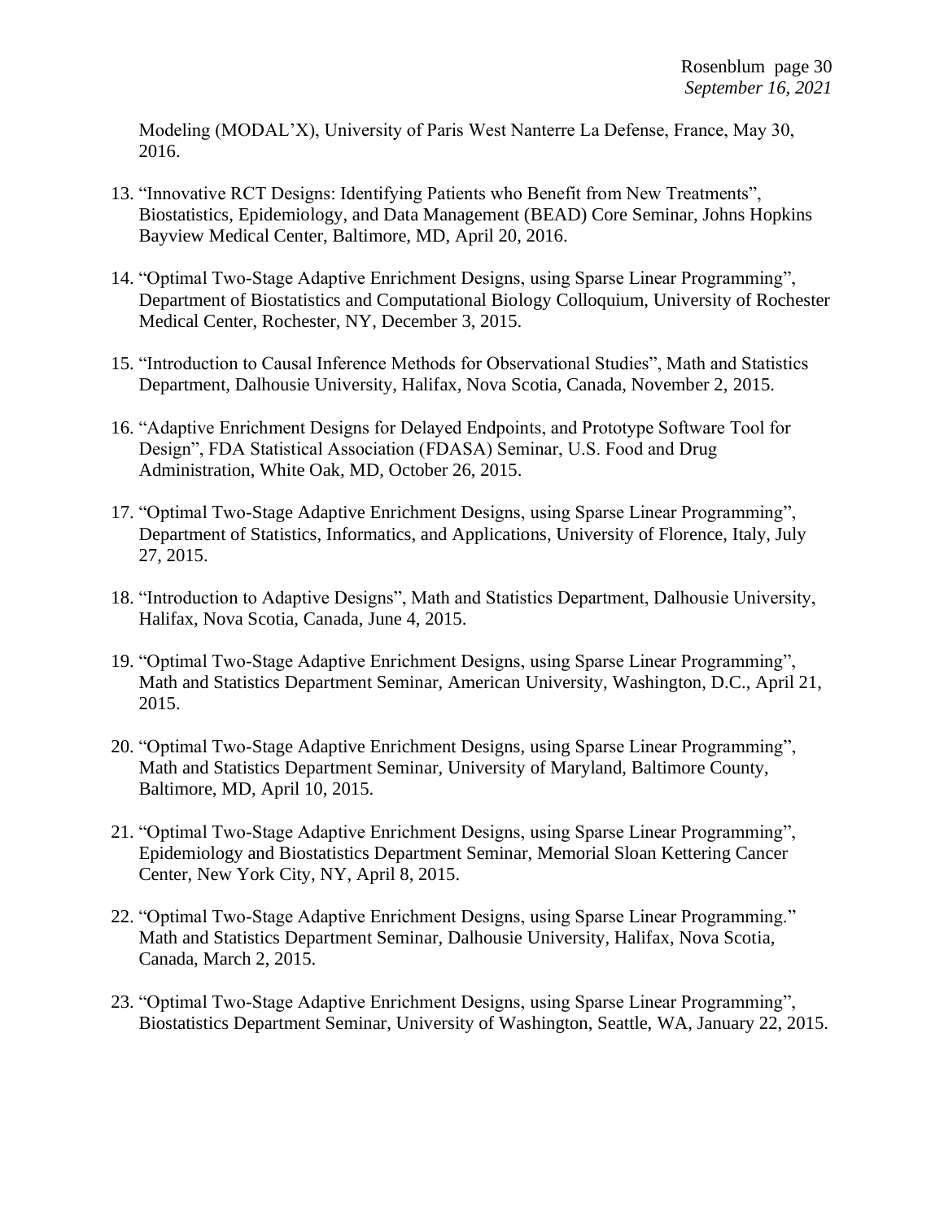Modeling (MODAL'X), University of Paris West Nanterre La Defense, France, May 30, 2016.

13. "Innovative RCT Designs: Identifying Patients who Benefit from New Treatments", Biostatistics, Epidemiology, and Data Management (BEAD) Core Seminar, Johns Hopkins Bayview Medical Center, Baltimore, MD, April 20, 2016.

14. "Optimal Two-Stage Adaptive Enrichment Designs, using Sparse Linear Programming", Department of Biostatistics and Computational Biology Colloquium, University of Rochester Medical Center, Rochester, NY, December 3, 2015.

15. "Introduction to Causal Inference Methods for Observational Studies", Math and Statistics Department, Dalhousie University, Halifax, Nova Scotia, Canada, November 2, 2015.

16. "Adaptive Enrichment Designs for Delayed Endpoints, and Prototype Software Tool for Design", FDA Statistical Association (FDASA) Seminar, U.S. Food and Drug Administration, White Oak, MD, October 26, 2015.

17. "Optimal Two-Stage Adaptive Enrichment Designs, using Sparse Linear Programming", Department of Statistics, Informatics, and Applications, University of Florence, Italy, July 27, 2015.

18. "Introduction to Adaptive Designs", Math and Statistics Department, Dalhousie University, Halifax, Nova Scotia, Canada, June 4, 2015.

19. "Optimal Two-Stage Adaptive Enrichment Designs, using Sparse Linear Programming", Math and Statistics Department Seminar, American University, Washington, D.C., April 21, 2015.

20. "Optimal Two-Stage Adaptive Enrichment Designs, using Sparse Linear Programming", Math and Statistics Department Seminar, University of Maryland, Baltimore County, Baltimore, MD, April 10, 2015.

21. "Optimal Two-Stage Adaptive Enrichment Designs, using Sparse Linear Programming", Epidemiology and Biostatistics Department Seminar, Memorial Sloan Kettering Cancer Center, New York City, NY, April 8, 2015.

22. "Optimal Two-Stage Adaptive Enrichment Designs, using Sparse Linear Programming." Math and Statistics Department Seminar, Dalhousie University, Halifax, Nova Scotia, Canada, March 2, 2015.

23. "Optimal Two-Stage Adaptive Enrichment Designs, using Sparse Linear Programming", Biostatistics Department Seminar, University of Washington, Seattle, WA, January 22, 2015.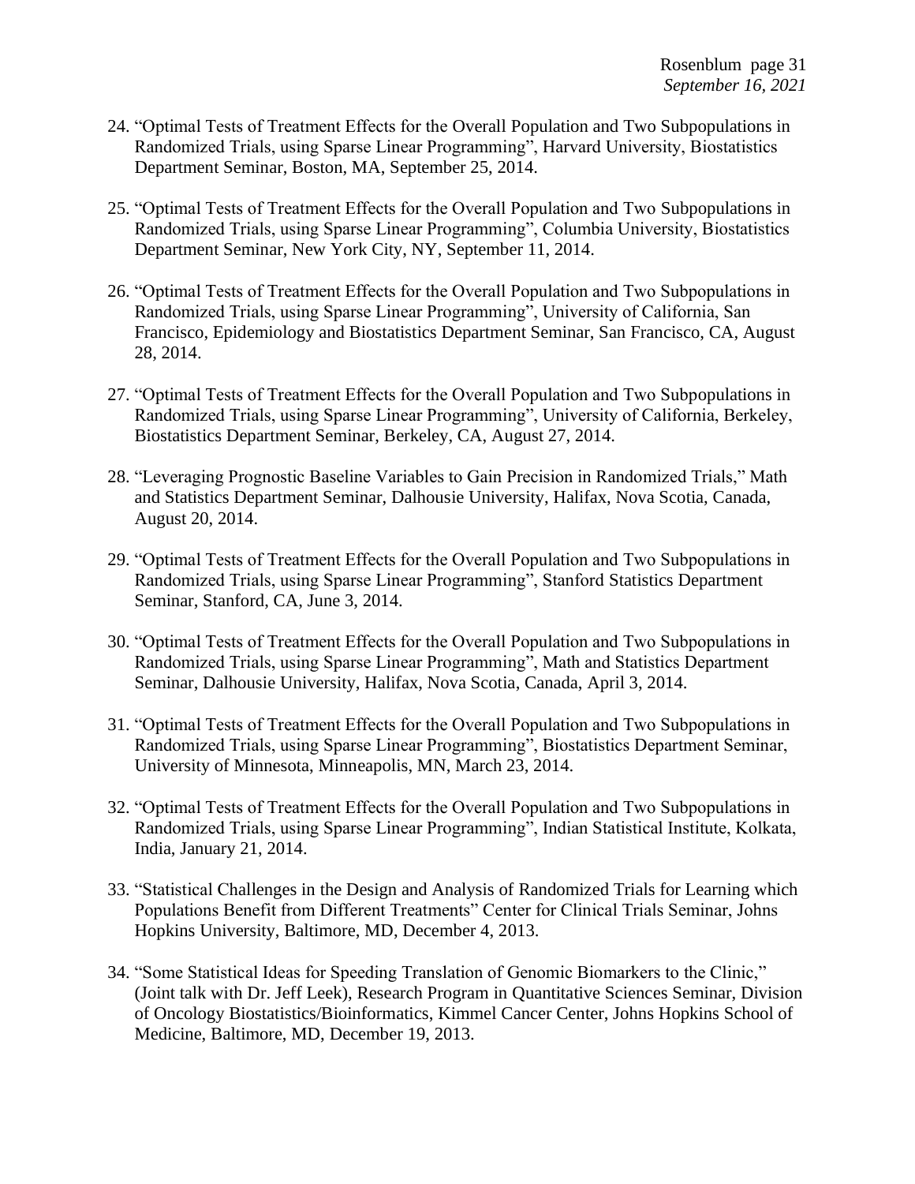24. "Optimal Tests of Treatment Effects for the Overall Population and Two Subpopulations in Randomized Trials, using Sparse Linear Programming", Harvard University, Biostatistics Department Seminar, Boston, MA, September 25, 2014.

25. "Optimal Tests of Treatment Effects for the Overall Population and Two Subpopulations in Randomized Trials, using Sparse Linear Programming", Columbia University, Biostatistics Department Seminar, New York City, NY, September 11, 2014.

26. "Optimal Tests of Treatment Effects for the Overall Population and Two Subpopulations in Randomized Trials, using Sparse Linear Programming", University of California, San Francisco, Epidemiology and Biostatistics Department Seminar, San Francisco, CA, August 28, 2014.

27. "Optimal Tests of Treatment Effects for the Overall Population and Two Subpopulations in Randomized Trials, using Sparse Linear Programming", University of California, Berkeley, Biostatistics Department Seminar, Berkeley, CA, August 27, 2014.

28. "Leveraging Prognostic Baseline Variables to Gain Precision in Randomized Trials," Math and Statistics Department Seminar, Dalhousie University, Halifax, Nova Scotia, Canada, August 20, 2014.

29. "Optimal Tests of Treatment Effects for the Overall Population and Two Subpopulations in Randomized Trials, using Sparse Linear Programming", Stanford Statistics Department Seminar, Stanford, CA, June 3, 2014.

30. "Optimal Tests of Treatment Effects for the Overall Population and Two Subpopulations in Randomized Trials, using Sparse Linear Programming", Math and Statistics Department Seminar, Dalhousie University, Halifax, Nova Scotia, Canada, April 3, 2014.

31. "Optimal Tests of Treatment Effects for the Overall Population and Two Subpopulations in Randomized Trials, using Sparse Linear Programming", Biostatistics Department Seminar, University of Minnesota, Minneapolis, MN, March 23, 2014.

32. "Optimal Tests of Treatment Effects for the Overall Population and Two Subpopulations in Randomized Trials, using Sparse Linear Programming", Indian Statistical Institute, Kolkata, India, January 21, 2014.

33. "Statistical Challenges in the Design and Analysis of Randomized Trials for Learning which Populations Benefit from Different Treatments" Center for Clinical Trials Seminar, Johns Hopkins University, Baltimore, MD, December 4, 2013.

34. "Some Statistical Ideas for Speeding Translation of Genomic Biomarkers to the Clinic," (Joint talk with Dr. Jeff Leek), Research Program in Quantitative Sciences Seminar, Division of Oncology Biostatistics/Bioinformatics, Kimmel Cancer Center, Johns Hopkins School of Medicine, Baltimore, MD, December 19, 2013.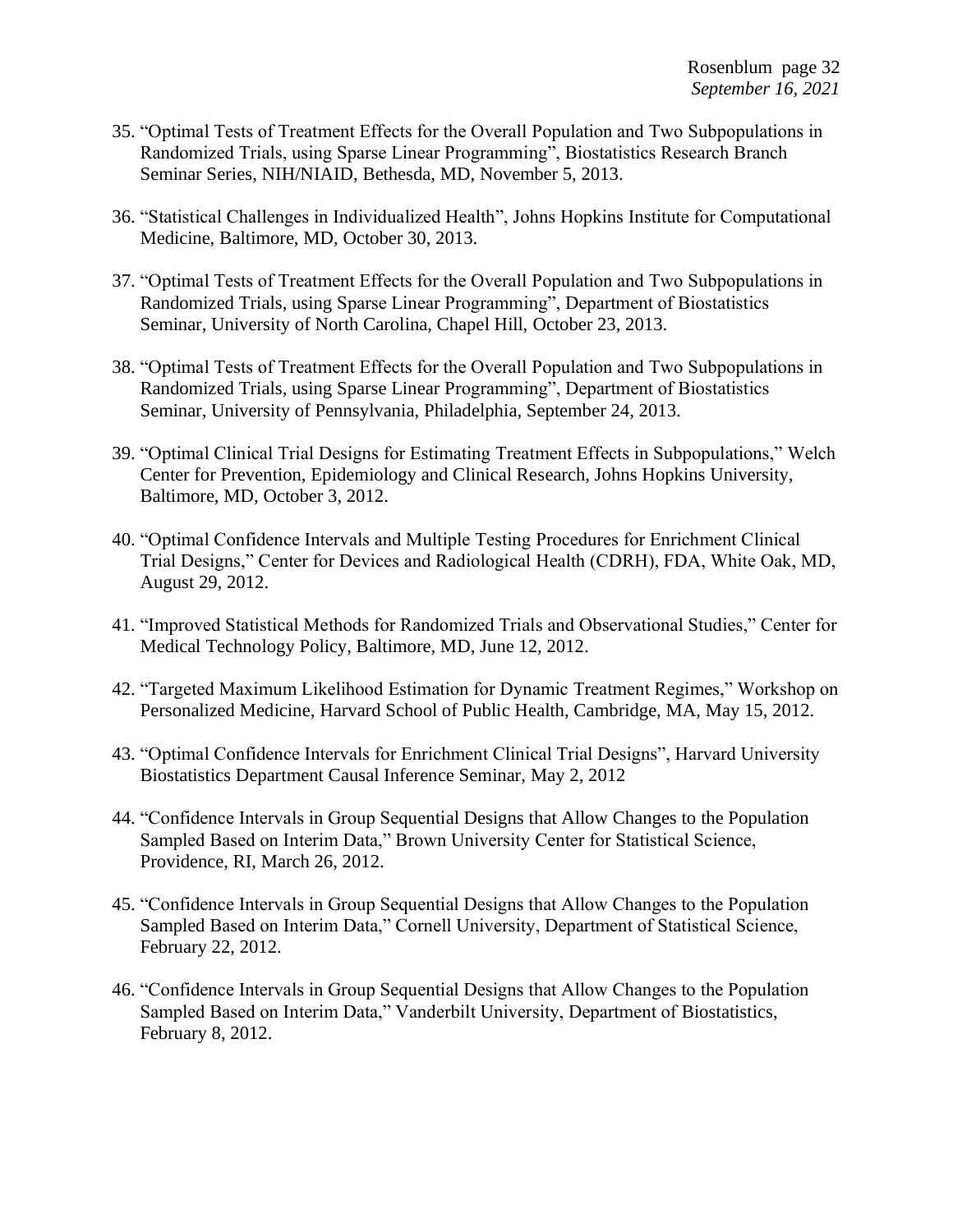35. "Optimal Tests of Treatment Effects for the Overall Population and Two Subpopulations in Randomized Trials, using Sparse Linear Programming", Biostatistics Research Branch Seminar Series, NIH/NIAID, Bethesda, MD, November 5, 2013.

36. "Statistical Challenges in Individualized Health", Johns Hopkins Institute for Computational Medicine, Baltimore, MD, October 30, 2013.

37. "Optimal Tests of Treatment Effects for the Overall Population and Two Subpopulations in Randomized Trials, using Sparse Linear Programming", Department of Biostatistics Seminar, University of North Carolina, Chapel Hill, October 23, 2013.

38. "Optimal Tests of Treatment Effects for the Overall Population and Two Subpopulations in Randomized Trials, using Sparse Linear Programming", Department of Biostatistics Seminar, University of Pennsylvania, Philadelphia, September 24, 2013.

39. "Optimal Clinical Trial Designs for Estimating Treatment Effects in Subpopulations," Welch Center for Prevention, Epidemiology and Clinical Research, Johns Hopkins University, Baltimore, MD, October 3, 2012.

40. "Optimal Confidence Intervals and Multiple Testing Procedures for Enrichment Clinical Trial Designs," Center for Devices and Radiological Health (CDRH), FDA, White Oak, MD, August 29, 2012.

41. "Improved Statistical Methods for Randomized Trials and Observational Studies," Center for Medical Technology Policy, Baltimore, MD, June 12, 2012.

42. "Targeted Maximum Likelihood Estimation for Dynamic Treatment Regimes," Workshop on Personalized Medicine, Harvard School of Public Health, Cambridge, MA, May 15, 2012.

43. "Optimal Confidence Intervals for Enrichment Clinical Trial Designs", Harvard University Biostatistics Department Causal Inference Seminar, May 2, 2012

44. "Confidence Intervals in Group Sequential Designs that Allow Changes to the Population Sampled Based on Interim Data," Brown University Center for Statistical Science, Providence, RI, March 26, 2012.

45. "Confidence Intervals in Group Sequential Designs that Allow Changes to the Population Sampled Based on Interim Data," Cornell University, Department of Statistical Science, February 22, 2012.

46. "Confidence Intervals in Group Sequential Designs that Allow Changes to the Population Sampled Based on Interim Data," Vanderbilt University, Department of Biostatistics, February 8, 2012.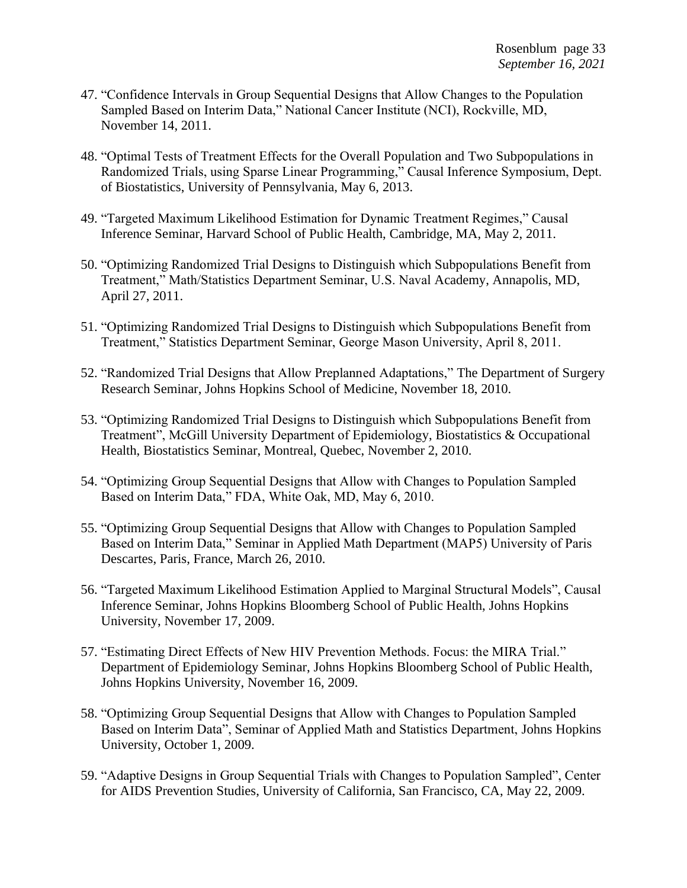47. "Confidence Intervals in Group Sequential Designs that Allow Changes to the Population Sampled Based on Interim Data," National Cancer Institute (NCI), Rockville, MD, November 14, 2011.

48. "Optimal Tests of Treatment Effects for the Overall Population and Two Subpopulations in Randomized Trials, using Sparse Linear Programming," Causal Inference Symposium, Dept. of Biostatistics, University of Pennsylvania, May 6, 2013.

49. "Targeted Maximum Likelihood Estimation for Dynamic Treatment Regimes," Causal Inference Seminar, Harvard School of Public Health, Cambridge, MA, May 2, 2011.

50. "Optimizing Randomized Trial Designs to Distinguish which Subpopulations Benefit from Treatment," Math/Statistics Department Seminar, U.S. Naval Academy, Annapolis, MD, April 27, 2011.

51. "Optimizing Randomized Trial Designs to Distinguish which Subpopulations Benefit from Treatment," Statistics Department Seminar, George Mason University, April 8, 2011.

52. "Randomized Trial Designs that Allow Preplanned Adaptations," The Department of Surgery Research Seminar, Johns Hopkins School of Medicine, November 18, 2010.

53. "Optimizing Randomized Trial Designs to Distinguish which Subpopulations Benefit from Treatment", McGill University Department of Epidemiology, Biostatistics & Occupational Health, Biostatistics Seminar, Montreal, Quebec, November 2, 2010.

54. "Optimizing Group Sequential Designs that Allow with Changes to Population Sampled Based on Interim Data," FDA, White Oak, MD, May 6, 2010.

55. "Optimizing Group Sequential Designs that Allow with Changes to Population Sampled Based on Interim Data," Seminar in Applied Math Department (MAP5) University of Paris Descartes, Paris, France, March 26, 2010.

56. "Targeted Maximum Likelihood Estimation Applied to Marginal Structural Models", Causal Inference Seminar, Johns Hopkins Bloomberg School of Public Health, Johns Hopkins University, November 17, 2009.

57. "Estimating Direct Effects of New HIV Prevention Methods. Focus: the MIRA Trial." Department of Epidemiology Seminar, Johns Hopkins Bloomberg School of Public Health, Johns Hopkins University, November 16, 2009.

58. "Optimizing Group Sequential Designs that Allow with Changes to Population Sampled Based on Interim Data", Seminar of Applied Math and Statistics Department, Johns Hopkins University, October 1, 2009.

59. "Adaptive Designs in Group Sequential Trials with Changes to Population Sampled", Center for AIDS Prevention Studies, University of California, San Francisco, CA, May 22, 2009.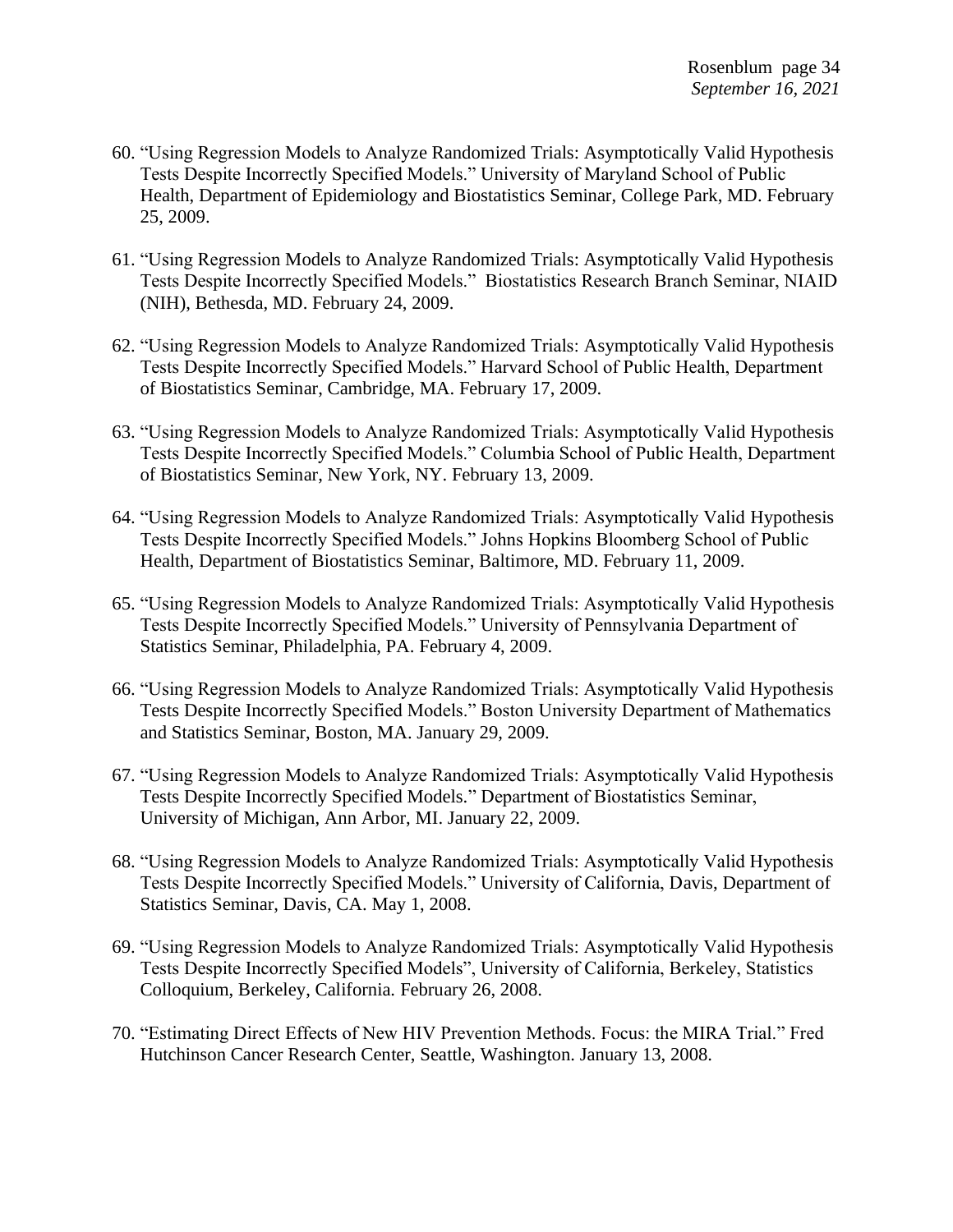60. "Using Regression Models to Analyze Randomized Trials: Asymptotically Valid Hypothesis Tests Despite Incorrectly Specified Models." University of Maryland School of Public Health, Department of Epidemiology and Biostatistics Seminar, College Park, MD. February 25, 2009.

61. "Using Regression Models to Analyze Randomized Trials: Asymptotically Valid Hypothesis Tests Despite Incorrectly Specified Models." Biostatistics Research Branch Seminar, NIAID (NIH), Bethesda, MD. February 24, 2009.

62. "Using Regression Models to Analyze Randomized Trials: Asymptotically Valid Hypothesis Tests Despite Incorrectly Specified Models." Harvard School of Public Health, Department of Biostatistics Seminar, Cambridge, MA. February 17, 2009.

63. "Using Regression Models to Analyze Randomized Trials: Asymptotically Valid Hypothesis Tests Despite Incorrectly Specified Models." Columbia School of Public Health, Department of Biostatistics Seminar, New York, NY. February 13, 2009.

64. "Using Regression Models to Analyze Randomized Trials: Asymptotically Valid Hypothesis Tests Despite Incorrectly Specified Models." Johns Hopkins Bloomberg School of Public Health, Department of Biostatistics Seminar, Baltimore, MD. February 11, 2009.

65. "Using Regression Models to Analyze Randomized Trials: Asymptotically Valid Hypothesis Tests Despite Incorrectly Specified Models." University of Pennsylvania Department of Statistics Seminar, Philadelphia, PA. February 4, 2009.

66. "Using Regression Models to Analyze Randomized Trials: Asymptotically Valid Hypothesis Tests Despite Incorrectly Specified Models." Boston University Department of Mathematics and Statistics Seminar, Boston, MA. January 29, 2009.

67. "Using Regression Models to Analyze Randomized Trials: Asymptotically Valid Hypothesis Tests Despite Incorrectly Specified Models." Department of Biostatistics Seminar, University of Michigan, Ann Arbor, MI. January 22, 2009.

68. "Using Regression Models to Analyze Randomized Trials: Asymptotically Valid Hypothesis Tests Despite Incorrectly Specified Models." University of California, Davis, Department of Statistics Seminar, Davis, CA. May 1, 2008.

69. "Using Regression Models to Analyze Randomized Trials: Asymptotically Valid Hypothesis Tests Despite Incorrectly Specified Models", University of California, Berkeley, Statistics Colloquium, Berkeley, California. February 26, 2008.

70. "Estimating Direct Effects of New HIV Prevention Methods. Focus: the MIRA Trial." Fred Hutchinson Cancer Research Center, Seattle, Washington. January 13, 2008.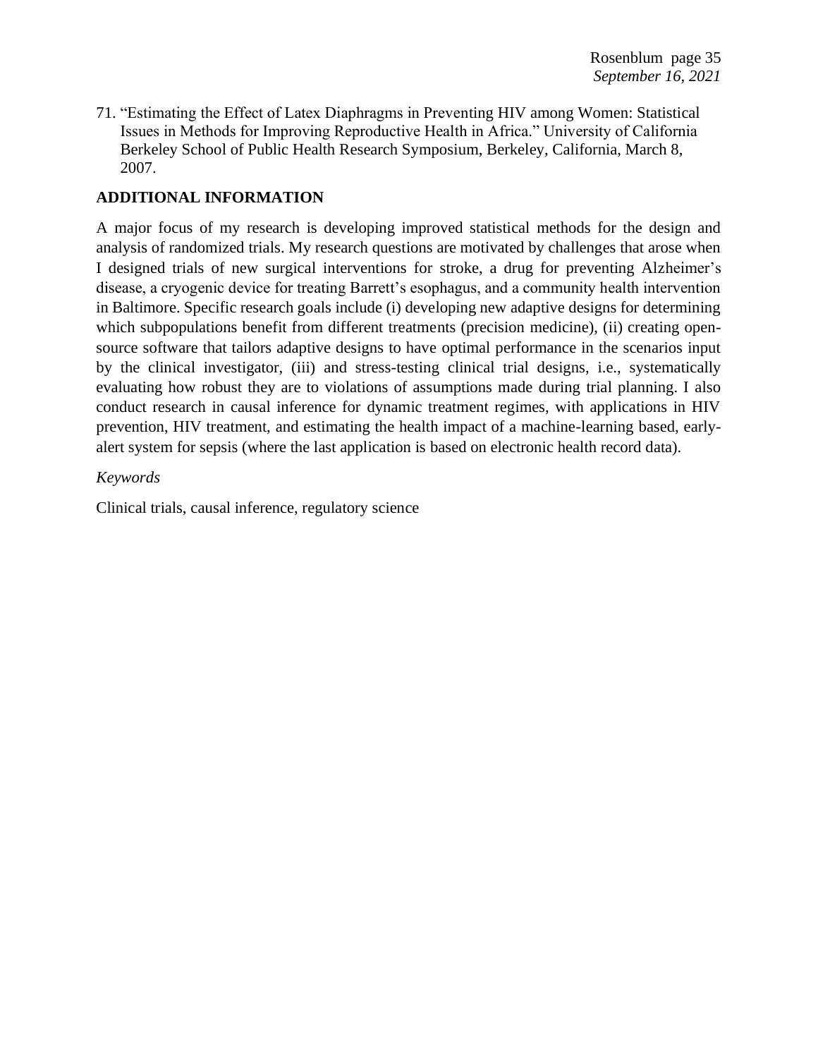71. "Estimating the Effect of Latex Diaphragms in Preventing HIV among Women: Statistical Issues in Methods for Improving Reproductive Health in Africa." University of California Berkeley School of Public Health Research Symposium, Berkeley, California, March 8, 2007.

## ADDITIONAL INFORMATION

A major focus of my research is developing improved statistical methods for the design and analysis of randomized trials. My research questions are motivated by challenges that arose when I designed trials of new surgical interventions for stroke, a drug for preventing Alzheimer's disease, a cryogenic device for treating Barrett's esophagus, and a community health intervention in Baltimore. Specific research goals include (i) developing new adaptive designs for determining which subpopulations benefit from different treatments (precision medicine), (ii) creating open-source software that tailors adaptive designs to have optimal performance in the scenarios input by the clinical investigator, (iii) and stress-testing clinical trial designs, i.e., systematically evaluating how robust they are to violations of assumptions made during trial planning. I also conduct research in causal inference for dynamic treatment regimes, with applications in HIV prevention, HIV treatment, and estimating the health impact of a machine-learning based, early-alert system for sepsis (where the last application is based on electronic health record data).

*Keywords*

Clinical trials, causal inference, regulatory science